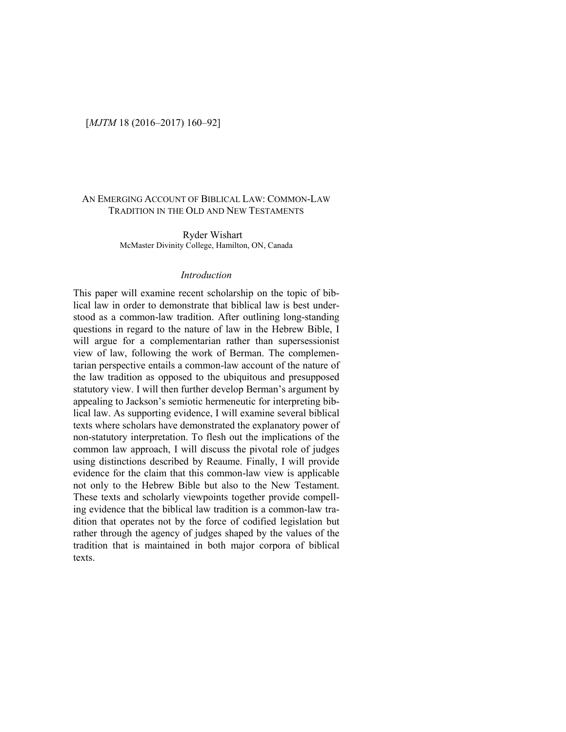# An Emerging Account of Biblical Law: Common-Law Tradition in the Old and New Testaments

Ryder Wishart
McMaster Divinity College, Hamilton, ON, Canada

## *Introduction*

This paper will examine recent scholarship on the topic of biblical law in order to demonstrate that biblical law is best understood as a common-law tradition. After outlining long-standing questions in regard to the nature of law in the Hebrew Bible, I will argue for a complementarian rather than supersessionist view of law, following the work of Berman. The complementarian perspective entails a common-law account of the nature of the law tradition as opposed to the ubiquitous and presupposed statutory view. I will then further develop Berman's argument by appealing to Jackson's semiotic hermeneutic for interpreting biblical law. As supporting evidence, I will examine several biblical texts where scholars have demonstrated the explanatory power of non-statutory interpretation. To flesh out the implications of the common law approach, I will discuss the pivotal role of judges using distinctions described by Reaume. Finally, I will provide evidence for the claim that this common-law view is applicable not only to the Hebrew Bible but also to the New Testament. These texts and scholarly viewpoints together provide compelling evidence that the biblical law tradition is a common-law tradition that operates not by the force of codified legislation but rather through the agency of judges shaped by the values of the tradition that is maintained in both major corpora of biblical texts.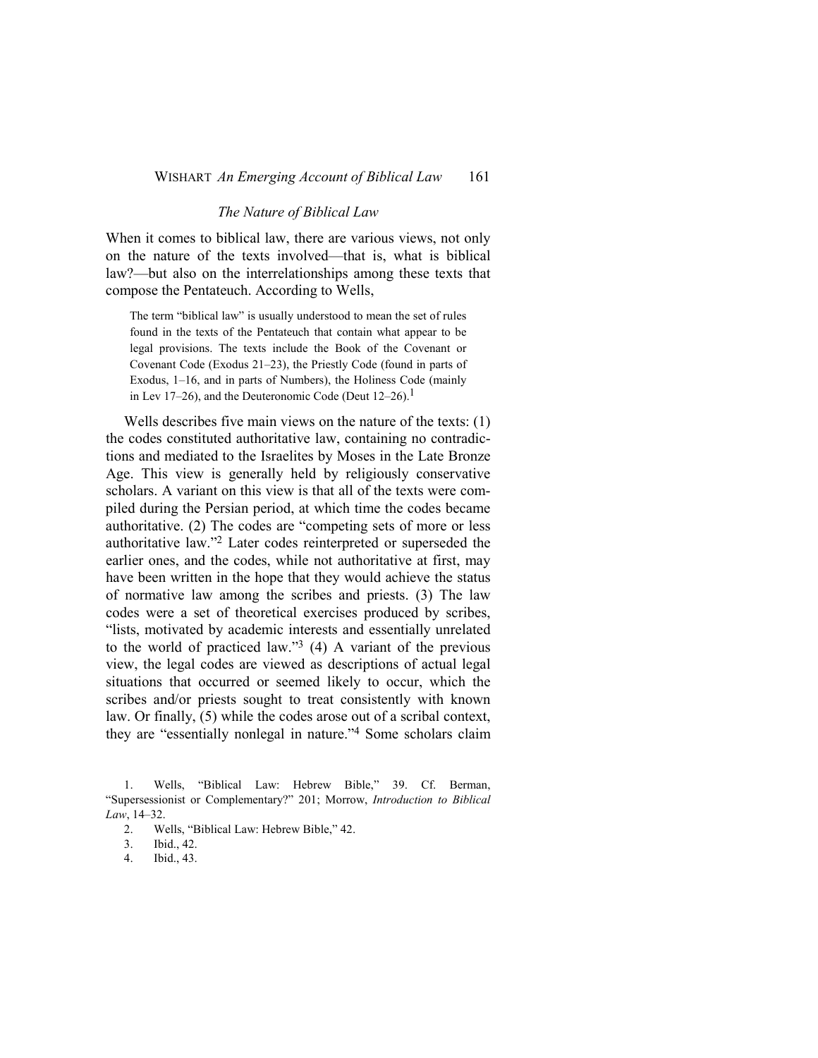### *The Nature of Biblical Law*

When it comes to biblical law, there are various views, not only on the nature of the texts involved—that is, what is biblical law?—but also on the interrelationships among these texts that compose the Pentateuch. According to Wells,

> The term "biblical law" is usually understood to mean the set of rules found in the texts of the Pentateuch that contain what appear to be legal provisions. The texts include the Book of the Covenant or Covenant Code (Exodus 21–23), the Priestly Code (found in parts of Exodus, 1–16, and in parts of Numbers), the Holiness Code (mainly in Lev 17–26), and the Deuteronomic Code (Deut 12–26).[1]

Wells describes five main views on the nature of the texts: (1) the codes constituted authoritative law, containing no contradictions and mediated to the Israelites by Moses in the Late Bronze Age. This view is generally held by religiously conservative scholars. A variant on this view is that all of the texts were compiled during the Persian period, at which time the codes became authoritative. (2) The codes are "competing sets of more or less authoritative law."[2] Later codes reinterpreted or superseded the earlier ones, and the codes, while not authoritative at first, may have been written in the hope that they would achieve the status of normative law among the scribes and priests. (3) The law codes were a set of theoretical exercises produced by scribes, "lists, motivated by academic interests and essentially unrelated to the world of practiced law."[3] (4) A variant of the previous view, the legal codes are viewed as descriptions of actual legal situations that occurred or seemed likely to occur, which the scribes and/or priests sought to treat consistently with known law. Or finally, (5) while the codes arose out of a scribal context, they are "essentially nonlegal in nature."[4] Some scholars claim

1. Wells, "Biblical Law: Hebrew Bible," 39. Cf. Berman, "Supersessionist or Complementary?" 201; Morrow, *Introduction to Biblical Law*, 14–32.
2. Wells, "Biblical Law: Hebrew Bible," 42.
3. Ibid., 42.
4. Ibid., 43.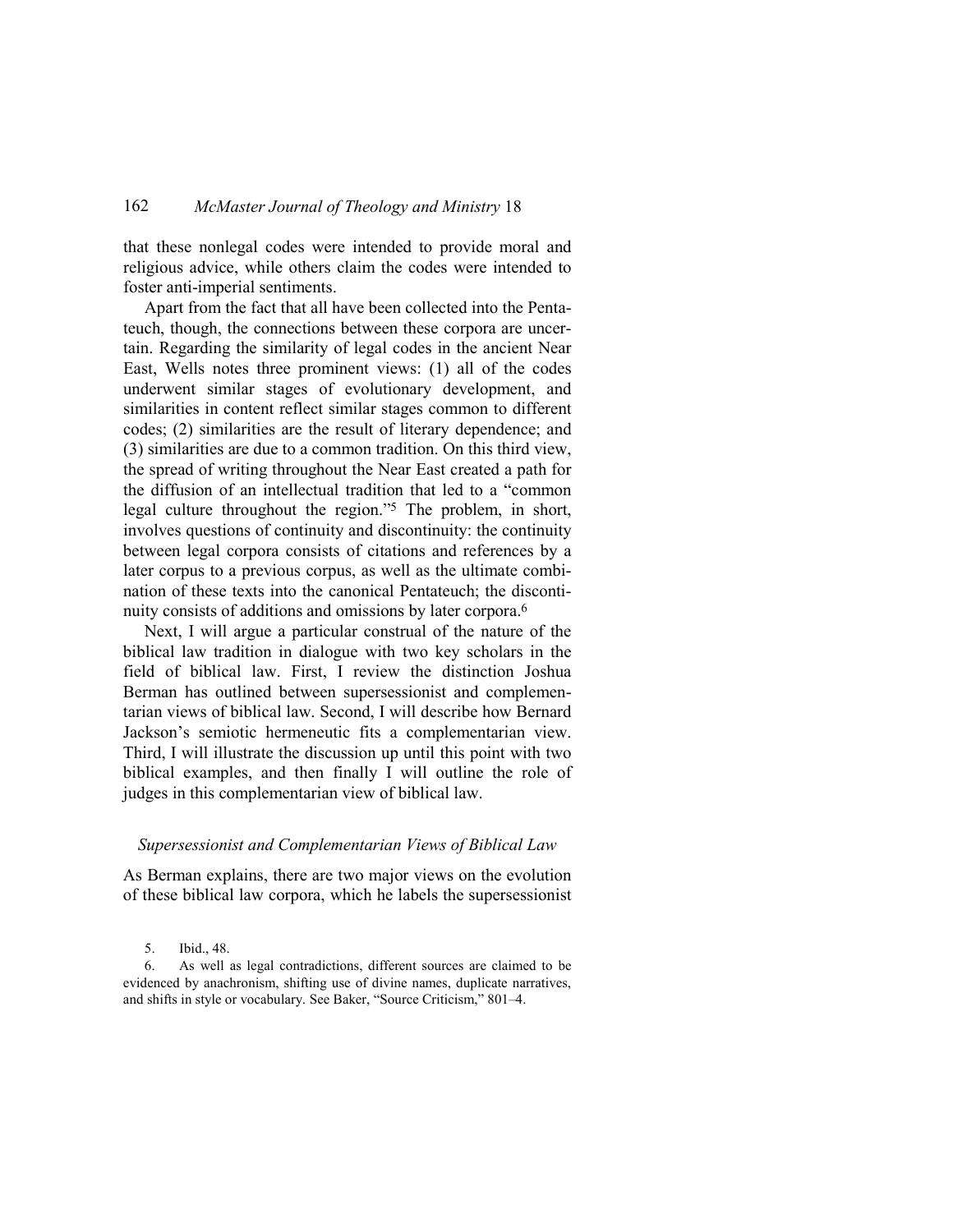that these nonlegal codes were intended to provide moral and religious advice, while others claim the codes were intended to foster anti-imperial sentiments.

Apart from the fact that all have been collected into the Pentateuch, though, the connections between these corpora are uncertain. Regarding the similarity of legal codes in the ancient Near East, Wells notes three prominent views: (1) all of the codes underwent similar stages of evolutionary development, and similarities in content reflect similar stages common to different codes; (2) similarities are the result of literary dependence; and (3) similarities are due to a common tradition. On this third view, the spread of writing throughout the Near East created a path for the diffusion of an intellectual tradition that led to a "common legal culture throughout the region."[5] The problem, in short, involves questions of continuity and discontinuity: the continuity between legal corpora consists of citations and references by a later corpus to a previous corpus, as well as the ultimate combination of these texts into the canonical Pentateuch; the discontinuity consists of additions and omissions by later corpora.[6]

Next, I will argue a particular construal of the nature of the biblical law tradition in dialogue with two key scholars in the field of biblical law. First, I review the distinction Joshua Berman has outlined between supersessionist and complementarian views of biblical law. Second, I will describe how Bernard Jackson's semiotic hermeneutic fits a complementarian view. Third, I will illustrate the discussion up until this point with two biblical examples, and then finally I will outline the role of judges in this complementarian view of biblical law.

### *Supersessionist and Complementarian Views of Biblical Law*

As Berman explains, there are two major views on the evolution of these biblical law corpora, which he labels the supersessionist

5. Ibid., 48.

6. As well as legal contradictions, different sources are claimed to be evidenced by anachronism, shifting use of divine names, duplicate narratives, and shifts in style or vocabulary. See Baker, "Source Criticism," 801–4.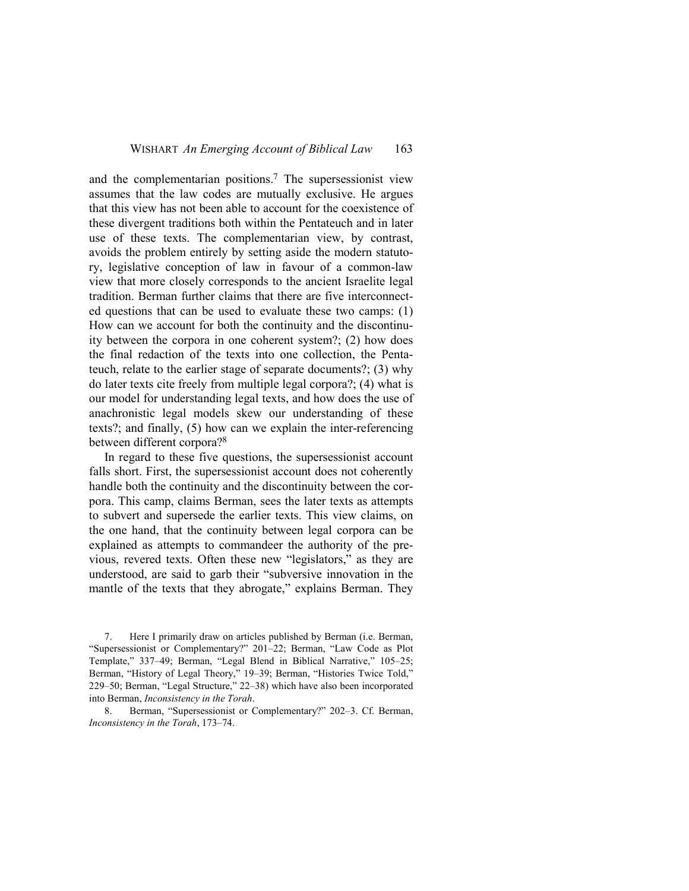and the complementarian positions.[7] The supersessionist view assumes that the law codes are mutually exclusive. He argues that this view has not been able to account for the coexistence of these divergent traditions both within the Pentateuch and in later use of these texts. The complementarian view, by contrast, avoids the problem entirely by setting aside the modern statutory, legislative conception of law in favour of a common-law view that more closely corresponds to the ancient Israelite legal tradition. Berman further claims that there are five interconnected questions that can be used to evaluate these two camps: (1) How can we account for both the continuity and the discontinuity between the corpora in one coherent system?; (2) how does the final redaction of the texts into one collection, the Pentateuch, relate to the earlier stage of separate documents?; (3) why do later texts cite freely from multiple legal corpora?; (4) what is our model for understanding legal texts, and how does the use of anachronistic legal models skew our understanding of these texts?; and finally, (5) how can we explain the inter-referencing between different corpora?[8]

In regard to these five questions, the supersessionist account falls short. First, the supersessionist account does not coherently handle both the continuity and the discontinuity between the corpora. This camp, claims Berman, sees the later texts as attempts to subvert and supersede the earlier texts. This view claims, on the one hand, that the continuity between legal corpora can be explained as attempts to commandeer the authority of the previous, revered texts. Often these new "legislators," as they are understood, are said to garb their "subversive innovation in the mantle of the texts that they abrogate," explains Berman. They

7. Here I primarily draw on articles published by Berman (i.e. Berman, "Supersessionist or Complementary?" 201–22; Berman, "Law Code as Plot Template," 337–49; Berman, "Legal Blend in Biblical Narrative," 105–25; Berman, "History of Legal Theory," 19–39; Berman, "Histories Twice Told," 229–50; Berman, "Legal Structure," 22–38) which have also been incorporated into Berman, *Inconsistency in the Torah*.

8. Berman, "Supersessionist or Complementary?" 202–3. Cf. Berman, *Inconsistency in the Torah*, 173–74.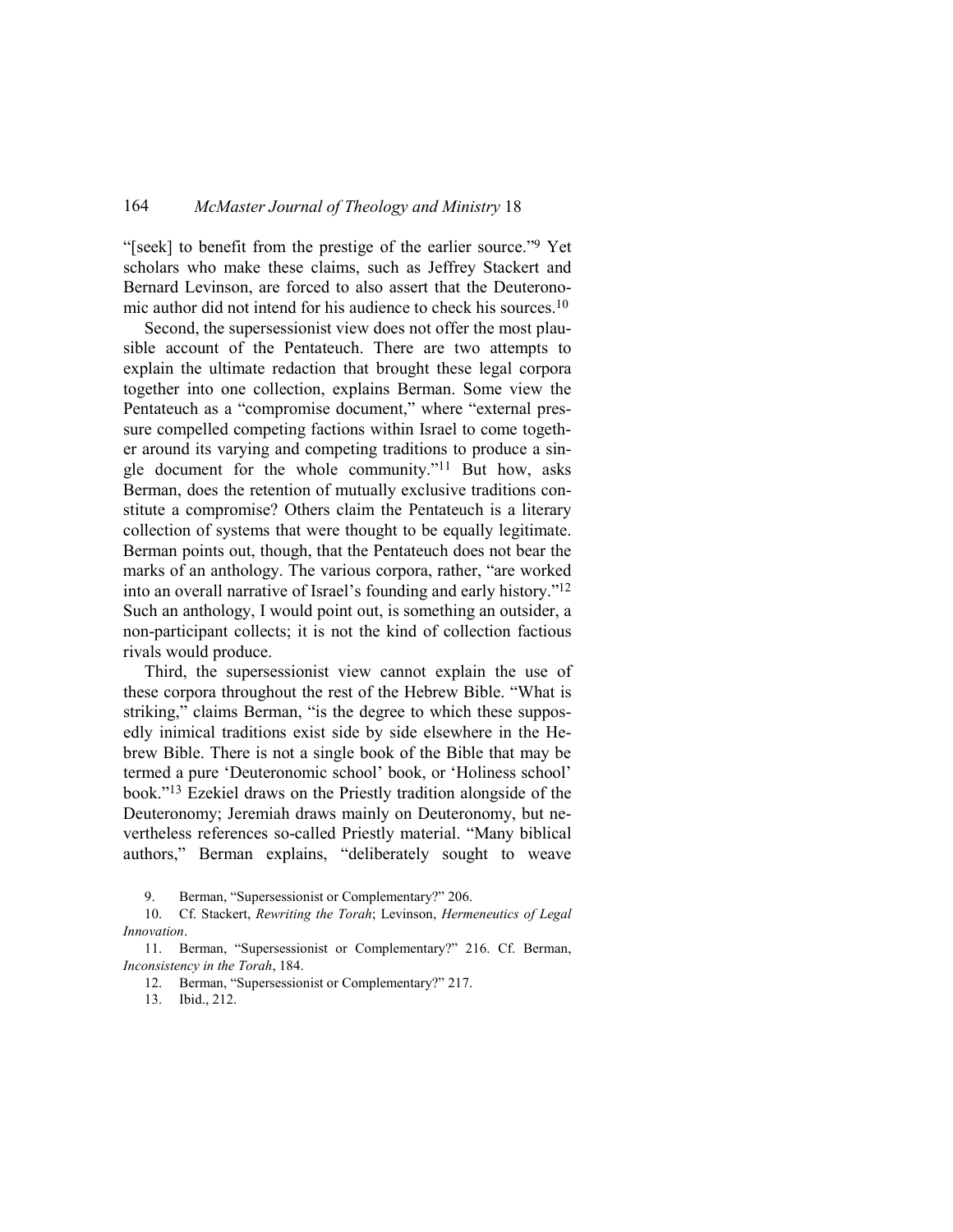"[seek] to benefit from the prestige of the earlier source."[9] Yet scholars who make these claims, such as Jeffrey Stackert and Bernard Levinson, are forced to also assert that the Deuteronomic author did not intend for his audience to check his sources.[10]

Second, the supersessionist view does not offer the most plausible account of the Pentateuch. There are two attempts to explain the ultimate redaction that brought these legal corpora together into one collection, explains Berman. Some view the Pentateuch as a "compromise document," where "external pressure compelled competing factions within Israel to come together around its varying and competing traditions to produce a single document for the whole community."[11] But how, asks Berman, does the retention of mutually exclusive traditions constitute a compromise? Others claim the Pentateuch is a literary collection of systems that were thought to be equally legitimate. Berman points out, though, that the Pentateuch does not bear the marks of an anthology. The various corpora, rather, "are worked into an overall narrative of Israel's founding and early history."[12] Such an anthology, I would point out, is something an outsider, a non-participant collects; it is not the kind of collection factious rivals would produce.

Third, the supersessionist view cannot explain the use of these corpora throughout the rest of the Hebrew Bible. "What is striking," claims Berman, "is the degree to which these supposedly inimical traditions exist side by side elsewhere in the Hebrew Bible. There is not a single book of the Bible that may be termed a pure 'Deuteronomic school' book, or 'Holiness school' book."[13] Ezekiel draws on the Priestly tradition alongside of the Deuteronomy; Jeremiah draws mainly on Deuteronomy, but nevertheless references so-called Priestly material. "Many biblical authors," Berman explains, "deliberately sought to weave

9. Berman, "Supersessionist or Complementary?" 206.

10. Cf. Stackert, *Rewriting the Torah*; Levinson, *Hermeneutics of Legal Innovation*.

11. Berman, "Supersessionist or Complementary?" 216. Cf. Berman, *Inconsistency in the Torah*, 184.

12. Berman, "Supersessionist or Complementary?" 217.

13. Ibid., 212.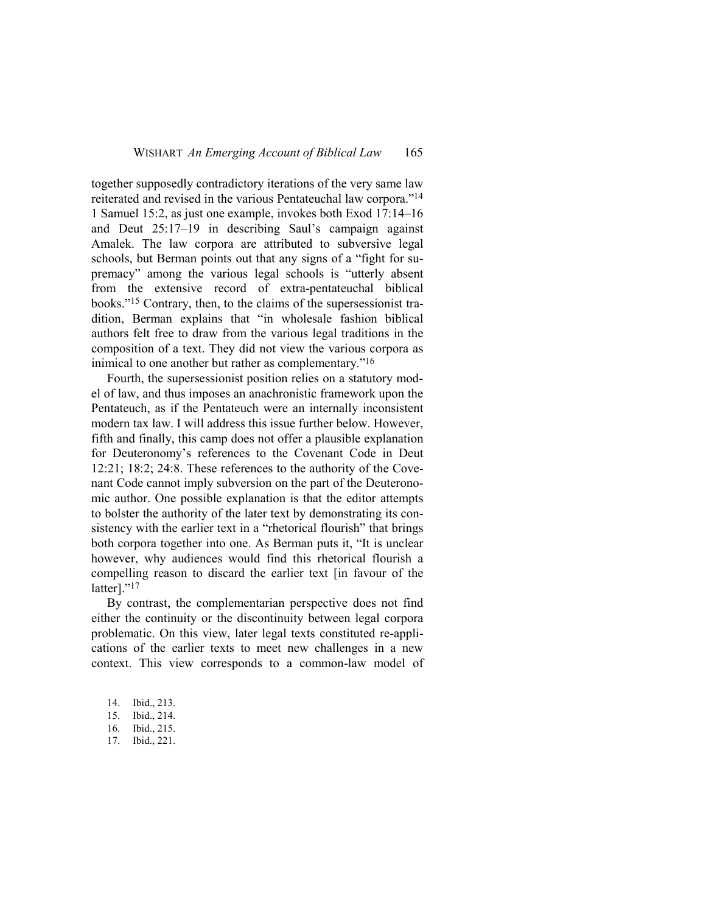together supposedly contradictory iterations of the very same law reiterated and revised in the various Pentateuchal law corpora."[14] 1 Samuel 15:2, as just one example, invokes both Exod 17:14–16 and Deut 25:17–19 in describing Saul's campaign against Amalek. The law corpora are attributed to subversive legal schools, but Berman points out that any signs of a "fight for supremacy" among the various legal schools is "utterly absent from the extensive record of extra-pentateuchal biblical books."[15] Contrary, then, to the claims of the supersessionist tradition, Berman explains that "in wholesale fashion biblical authors felt free to draw from the various legal traditions in the composition of a text. They did not view the various corpora as inimical to one another but rather as complementary."[16]

Fourth, the supersessionist position relies on a statutory model of law, and thus imposes an anachronistic framework upon the Pentateuch, as if the Pentateuch were an internally inconsistent modern tax law. I will address this issue further below. However, fifth and finally, this camp does not offer a plausible explanation for Deuteronomy's references to the Covenant Code in Deut 12:21; 18:2; 24:8. These references to the authority of the Covenant Code cannot imply subversion on the part of the Deuteronomic author. One possible explanation is that the editor attempts to bolster the authority of the later text by demonstrating its consistency with the earlier text in a "rhetorical flourish" that brings both corpora together into one. As Berman puts it, "It is unclear however, why audiences would find this rhetorical flourish a compelling reason to discard the earlier text [in favour of the latter]."[17]

By contrast, the complementarian perspective does not find either the continuity or the discontinuity between legal corpora problematic. On this view, later legal texts constituted re-applications of the earlier texts to meet new challenges in a new context. This view corresponds to a common-law model of

14. Ibid., 213.
15. Ibid., 214.
16. Ibid., 215.
17. Ibid., 221.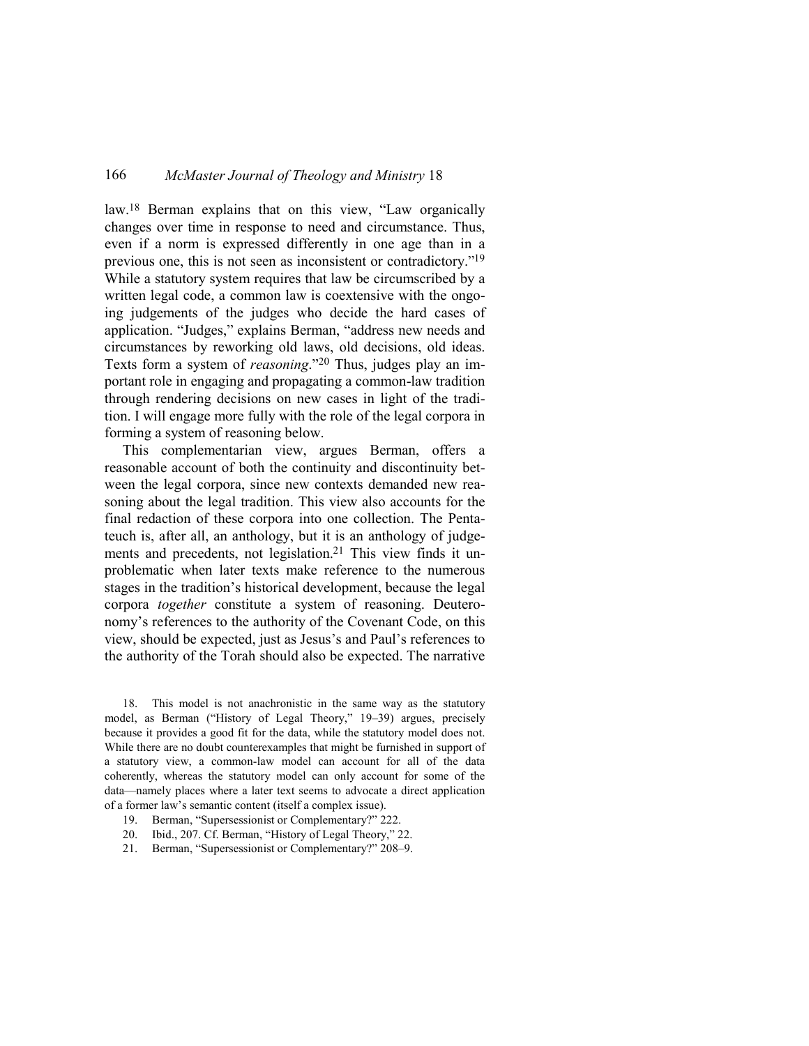law.[18] Berman explains that on this view, "Law organically changes over time in response to need and circumstance. Thus, even if a norm is expressed differently in one age than in a previous one, this is not seen as inconsistent or contradictory."[19] While a statutory system requires that law be circumscribed by a written legal code, a common law is coextensive with the ongoing judgements of the judges who decide the hard cases of application. "Judges," explains Berman, "address new needs and circumstances by reworking old laws, old decisions, old ideas. Texts form a system of *reasoning*."[20] Thus, judges play an important role in engaging and propagating a common-law tradition through rendering decisions on new cases in light of the tradition. I will engage more fully with the role of the legal corpora in forming a system of reasoning below.

This complementarian view, argues Berman, offers a reasonable account of both the continuity and discontinuity between the legal corpora, since new contexts demanded new reasoning about the legal tradition. This view also accounts for the final redaction of these corpora into one collection. The Pentateuch is, after all, an anthology, but it is an anthology of judgements and precedents, not legislation.[21] This view finds it unproblematic when later texts make reference to the numerous stages in the tradition's historical development, because the legal corpora *together* constitute a system of reasoning. Deuteronomy's references to the authority of the Covenant Code, on this view, should be expected, just as Jesus's and Paul's references to the authority of the Torah should also be expected. The narrative

18. This model is not anachronistic in the same way as the statutory model, as Berman ("History of Legal Theory," 19–39) argues, precisely because it provides a good fit for the data, while the statutory model does not. While there are no doubt counterexamples that might be furnished in support of a statutory view, a common-law model can account for all of the data coherently, whereas the statutory model can only account for some of the data—namely places where a later text seems to advocate a direct application of a former law's semantic content (itself a complex issue).

19. Berman, "Supersessionist or Complementary?" 222.

20. Ibid., 207. Cf. Berman, "History of Legal Theory," 22.

21. Berman, "Supersessionist or Complementary?" 208–9.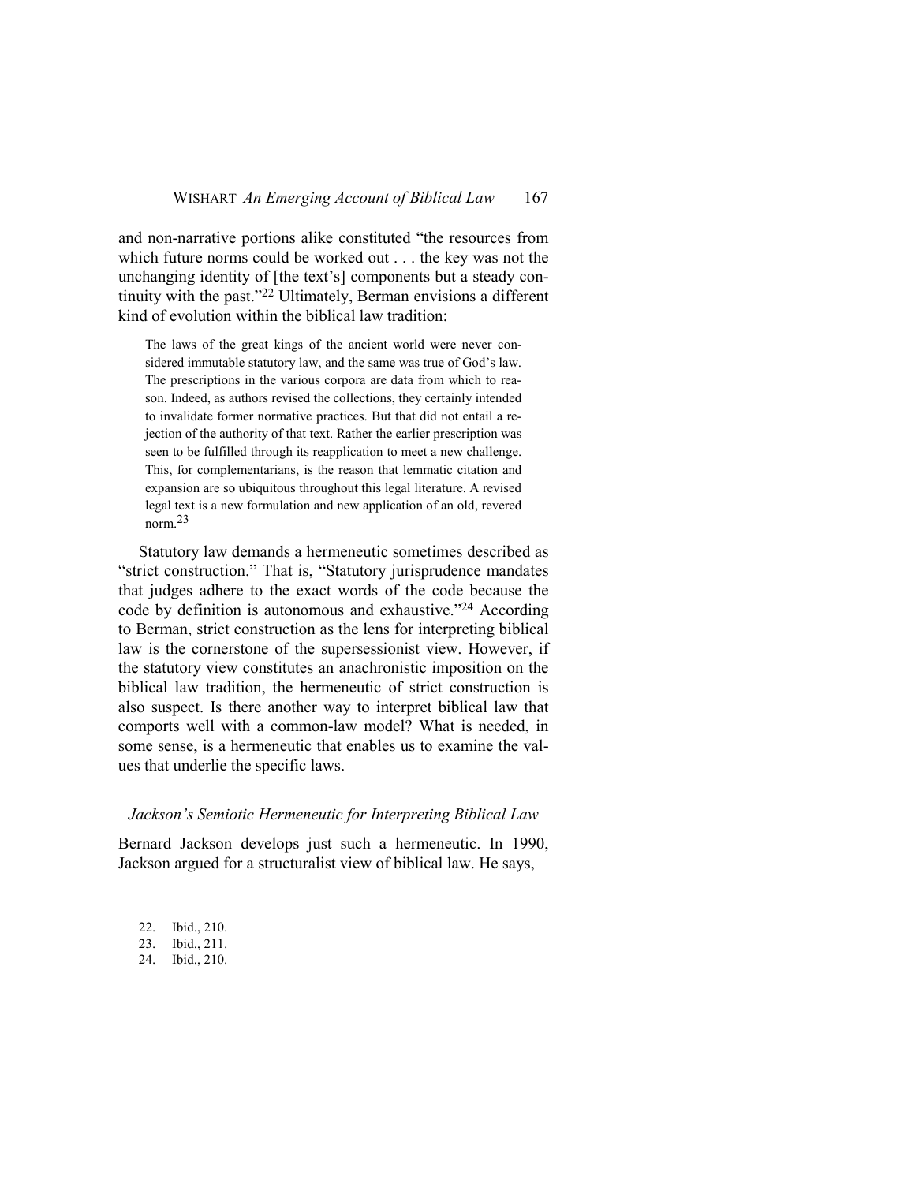and non-narrative portions alike constituted "the resources from which future norms could be worked out . . . the key was not the unchanging identity of [the text's] components but a steady continuity with the past."[22] Ultimately, Berman envisions a different kind of evolution within the biblical law tradition:

> The laws of the great kings of the ancient world were never considered immutable statutory law, and the same was true of God's law. The prescriptions in the various corpora are data from which to reason. Indeed, as authors revised the collections, they certainly intended to invalidate former normative practices. But that did not entail a rejection of the authority of that text. Rather the earlier prescription was seen to be fulfilled through its reapplication to meet a new challenge. This, for complementarians, is the reason that lemmatic citation and expansion are so ubiquitous throughout this legal literature. A revised legal text is a new formulation and new application of an old, revered norm.[23]

Statutory law demands a hermeneutic sometimes described as "strict construction." That is, "Statutory jurisprudence mandates that judges adhere to the exact words of the code because the code by definition is autonomous and exhaustive."[24] According to Berman, strict construction as the lens for interpreting biblical law is the cornerstone of the supersessionist view. However, if the statutory view constitutes an anachronistic imposition on the biblical law tradition, the hermeneutic of strict construction is also suspect. Is there another way to interpret biblical law that comports well with a common-law model? What is needed, in some sense, is a hermeneutic that enables us to examine the values that underlie the specific laws.

### *Jackson's Semiotic Hermeneutic for Interpreting Biblical Law*

Bernard Jackson develops just such a hermeneutic. In 1990, Jackson argued for a structuralist view of biblical law. He says,

22. Ibid., 210.
23. Ibid., 211.
24. Ibid., 210.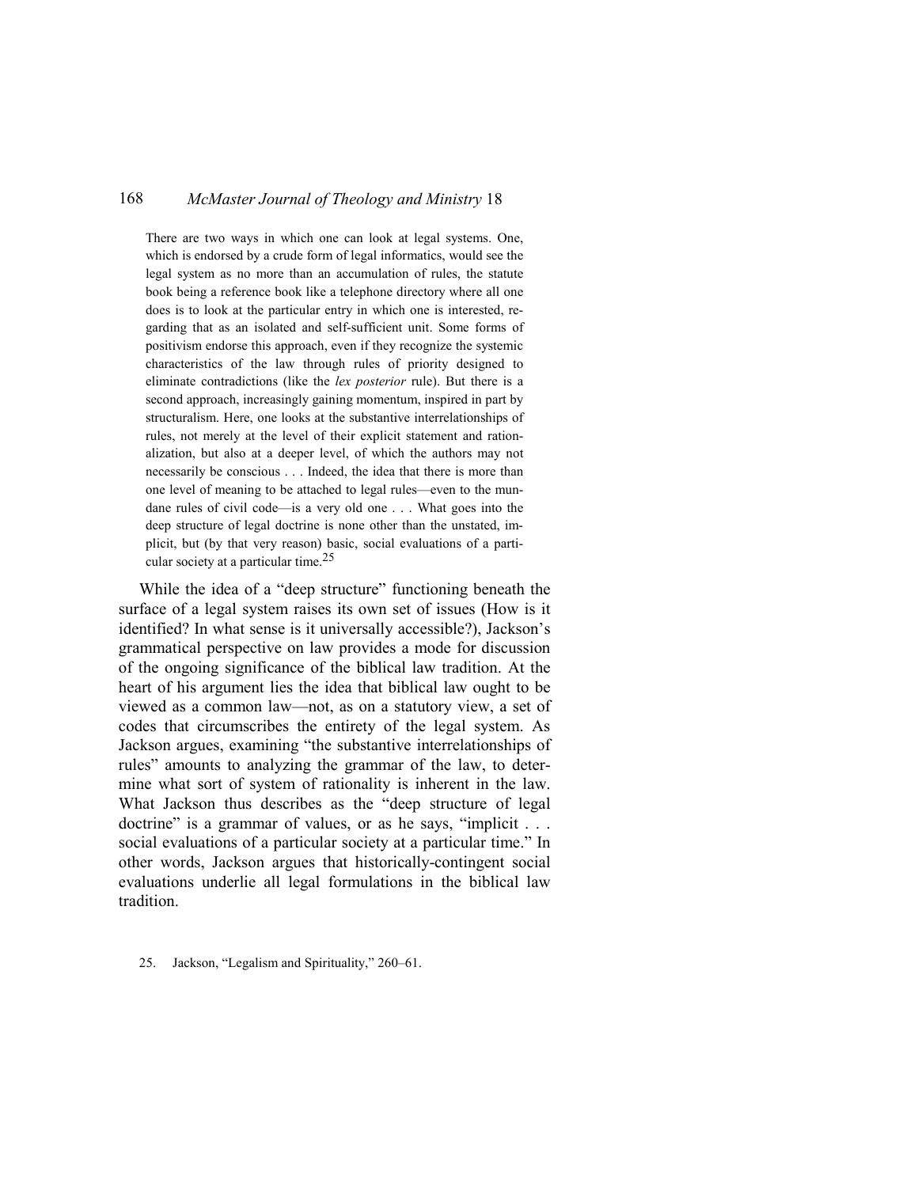> There are two ways in which one can look at legal systems. One, which is endorsed by a crude form of legal informatics, would see the legal system as no more than an accumulation of rules, the statute book being a reference book like a telephone directory where all one does is to look at the particular entry in which one is interested, regarding that as an isolated and self-sufficient unit. Some forms of positivism endorse this approach, even if they recognize the systemic characteristics of the law through rules of priority designed to eliminate contradictions (like the *lex posterior* rule). But there is a second approach, increasingly gaining momentum, inspired in part by structuralism. Here, one looks at the substantive interrelationships of rules, not merely at the level of their explicit statement and rationalization, but also at a deeper level, of which the authors may not necessarily be conscious . . . Indeed, the idea that there is more than one level of meaning to be attached to legal rules—even to the mundane rules of civil code—is a very old one . . . What goes into the deep structure of legal doctrine is none other than the unstated, implicit, but (by that very reason) basic, social evaluations of a particular society at a particular time.[25]

While the idea of a "deep structure" functioning beneath the surface of a legal system raises its own set of issues (How is it identified? In what sense is it universally accessible?), Jackson's grammatical perspective on law provides a mode for discussion of the ongoing significance of the biblical law tradition. At the heart of his argument lies the idea that biblical law ought to be viewed as a common law—not, as on a statutory view, a set of codes that circumscribes the entirety of the legal system. As Jackson argues, examining "the substantive interrelationships of rules" amounts to analyzing the grammar of the law, to determine what sort of system of rationality is inherent in the law. What Jackson thus describes as the "deep structure of legal doctrine" is a grammar of values, or as he says, "implicit . . . social evaluations of a particular society at a particular time." In other words, Jackson argues that historically-contingent social evaluations underlie all legal formulations in the biblical law tradition.

25. Jackson, "Legalism and Spirituality," 260–61.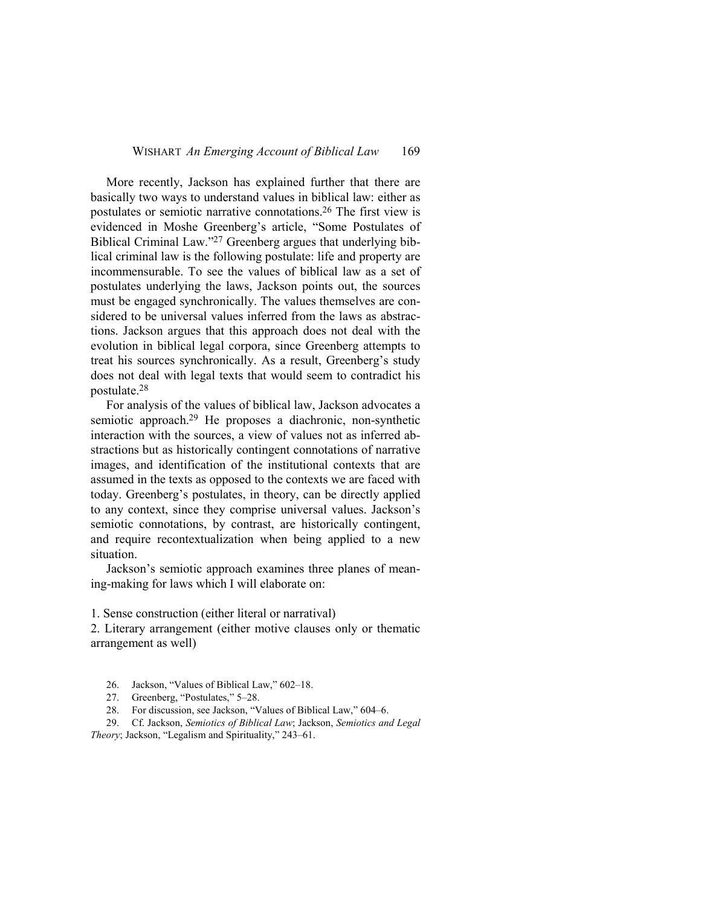More recently, Jackson has explained further that there are basically two ways to understand values in biblical law: either as postulates or semiotic narrative connotations.[26] The first view is evidenced in Moshe Greenberg's article, "Some Postulates of Biblical Criminal Law."[27] Greenberg argues that underlying biblical criminal law is the following postulate: life and property are incommensurable. To see the values of biblical law as a set of postulates underlying the laws, Jackson points out, the sources must be engaged synchronically. The values themselves are considered to be universal values inferred from the laws as abstractions. Jackson argues that this approach does not deal with the evolution in biblical legal corpora, since Greenberg attempts to treat his sources synchronically. As a result, Greenberg's study does not deal with legal texts that would seem to contradict his postulate.[28]

For analysis of the values of biblical law, Jackson advocates a semiotic approach.[29] He proposes a diachronic, non-synthetic interaction with the sources, a view of values not as inferred abstractions but as historically contingent connotations of narrative images, and identification of the institutional contexts that are assumed in the texts as opposed to the contexts we are faced with today. Greenberg's postulates, in theory, can be directly applied to any context, since they comprise universal values. Jackson's semiotic connotations, by contrast, are historically contingent, and require recontextualization when being applied to a new situation.

Jackson's semiotic approach examines three planes of meaning-making for laws which I will elaborate on:

1. Sense construction (either literal or narratival)
2. Literary arrangement (either motive clauses only or thematic arrangement as well)

26. Jackson, "Values of Biblical Law," 602–18.

27. Greenberg, "Postulates," 5–28.

28. For discussion, see Jackson, "Values of Biblical Law," 604–6.

29. Cf. Jackson, *Semiotics of Biblical Law*; Jackson, *Semiotics and Legal Theory*; Jackson, "Legalism and Spirituality," 243–61.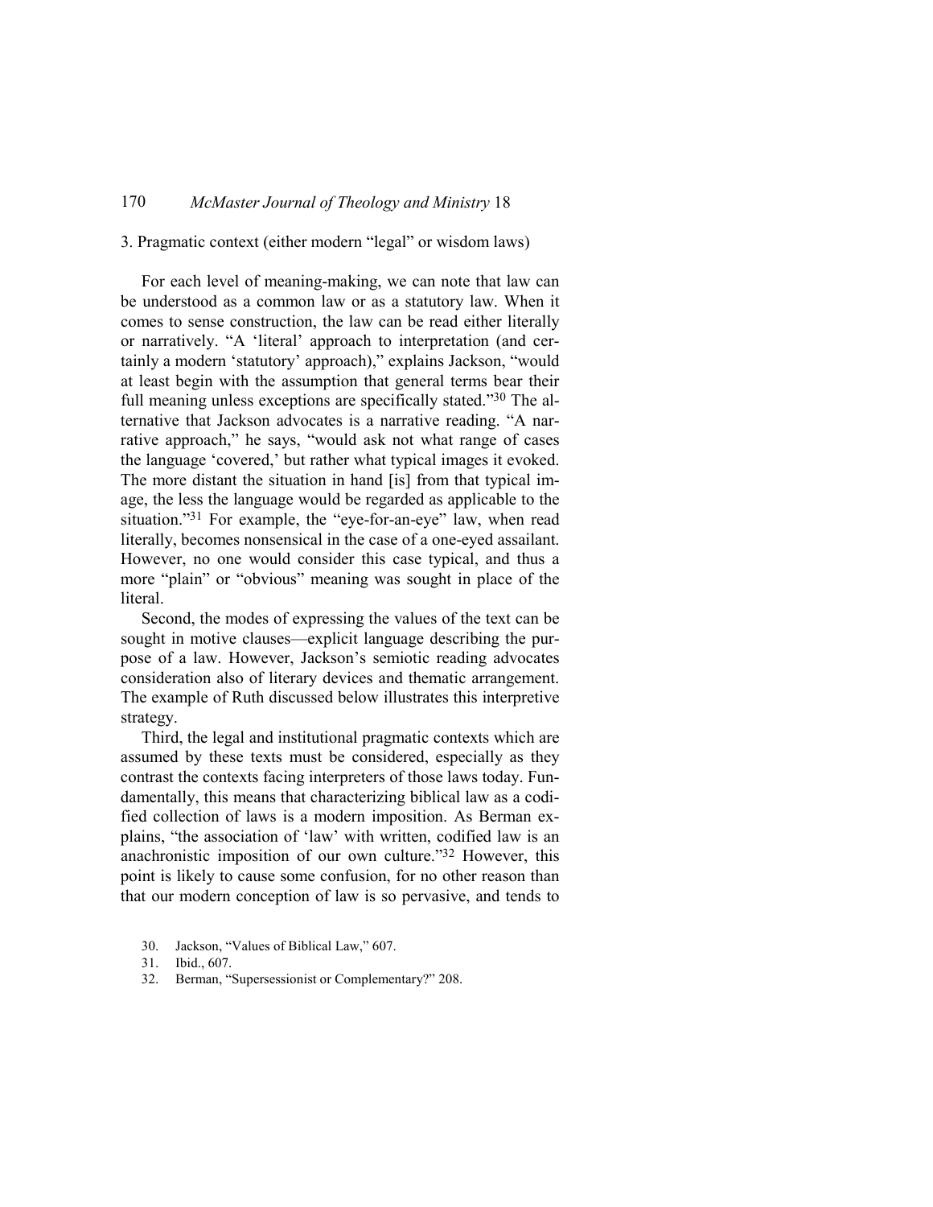3. Pragmatic context (either modern "legal" or wisdom laws)

For each level of meaning-making, we can note that law can be understood as a common law or as a statutory law. When it comes to sense construction, the law can be read either literally or narratively. "A 'literal' approach to interpretation (and certainly a modern 'statutory' approach)," explains Jackson, "would at least begin with the assumption that general terms bear their full meaning unless exceptions are specifically stated."[30] The alternative that Jackson advocates is a narrative reading. "A narrative approach," he says, "would ask not what range of cases the language 'covered,' but rather what typical images it evoked. The more distant the situation in hand [is] from that typical image, the less the language would be regarded as applicable to the situation."[31] For example, the "eye-for-an-eye" law, when read literally, becomes nonsensical in the case of a one-eyed assailant. However, no one would consider this case typical, and thus a more "plain" or "obvious" meaning was sought in place of the literal.

Second, the modes of expressing the values of the text can be sought in motive clauses—explicit language describing the purpose of a law. However, Jackson's semiotic reading advocates consideration also of literary devices and thematic arrangement. The example of Ruth discussed below illustrates this interpretive strategy.

Third, the legal and institutional pragmatic contexts which are assumed by these texts must be considered, especially as they contrast the contexts facing interpreters of those laws today. Fundamentally, this means that characterizing biblical law as a codified collection of laws is a modern imposition. As Berman explains, "the association of 'law' with written, codified law is an anachronistic imposition of our own culture."[32] However, this point is likely to cause some confusion, for no other reason than that our modern conception of law is so pervasive, and tends to

30. Jackson, "Values of Biblical Law," 607.

31. Ibid., 607.

32. Berman, "Supersessionist or Complementary?" 208.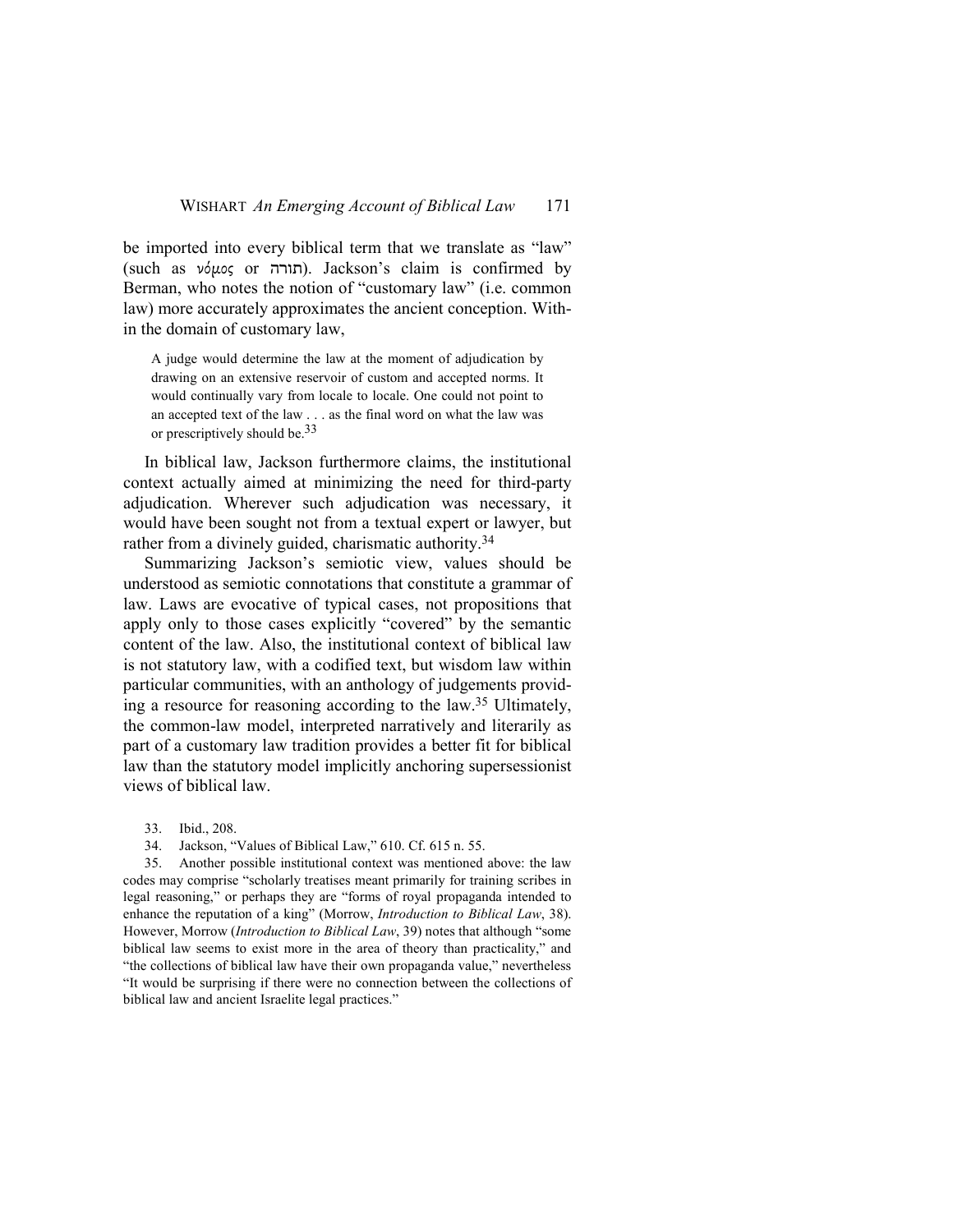be imported into every biblical term that we translate as "law" (such as νόμος or תורה). Jackson's claim is confirmed by Berman, who notes the notion of "customary law" (i.e. common law) more accurately approximates the ancient conception. Within the domain of customary law,

> A judge would determine the law at the moment of adjudication by drawing on an extensive reservoir of custom and accepted norms. It would continually vary from locale to locale. One could not point to an accepted text of the law . . . as the final word on what the law was or prescriptively should be.[33]

In biblical law, Jackson furthermore claims, the institutional context actually aimed at minimizing the need for third-party adjudication. Wherever such adjudication was necessary, it would have been sought not from a textual expert or lawyer, but rather from a divinely guided, charismatic authority.[34]

Summarizing Jackson's semiotic view, values should be understood as semiotic connotations that constitute a grammar of law. Laws are evocative of typical cases, not propositions that apply only to those cases explicitly "covered" by the semantic content of the law. Also, the institutional context of biblical law is not statutory law, with a codified text, but wisdom law within particular communities, with an anthology of judgements providing a resource for reasoning according to the law.[35] Ultimately, the common-law model, interpreted narratively and literarily as part of a customary law tradition provides a better fit for biblical law than the statutory model implicitly anchoring supersessionist views of biblical law.

33. Ibid., 208.

34. Jackson, "Values of Biblical Law," 610. Cf. 615 n. 55.

35. Another possible institutional context was mentioned above: the law codes may comprise "scholarly treatises meant primarily for training scribes in legal reasoning," or perhaps they are "forms of royal propaganda intended to enhance the reputation of a king" (Morrow, *Introduction to Biblical Law*, 38). However, Morrow (*Introduction to Biblical Law*, 39) notes that although "some biblical law seems to exist more in the area of theory than practicality," and "the collections of biblical law have their own propaganda value," nevertheless "It would be surprising if there were no connection between the collections of biblical law and ancient Israelite legal practices."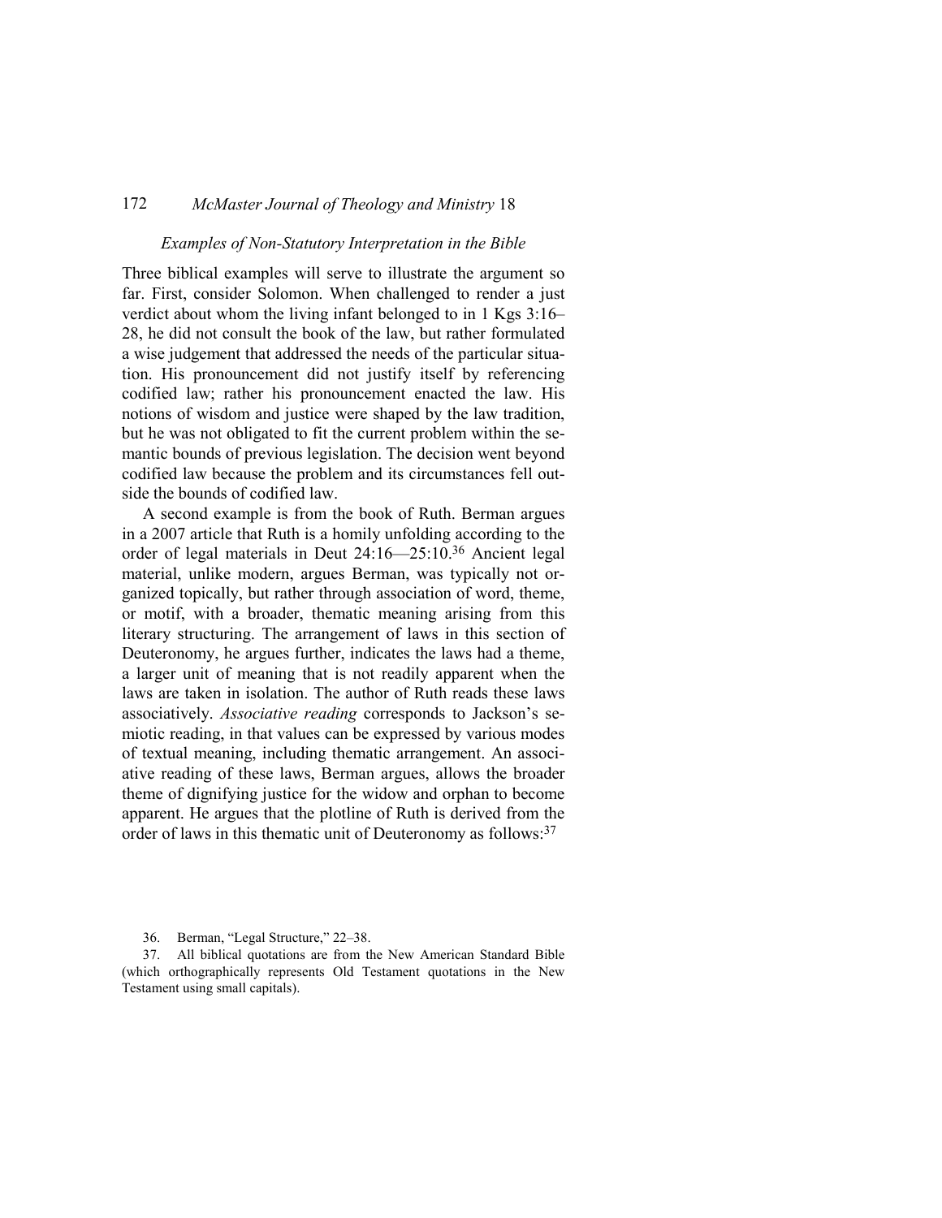### *Examples of Non-Statutory Interpretation in the Bible*

Three biblical examples will serve to illustrate the argument so far. First, consider Solomon. When challenged to render a just verdict about whom the living infant belonged to in 1 Kgs 3:16–28, he did not consult the book of the law, but rather formulated a wise judgement that addressed the needs of the particular situation. His pronouncement did not justify itself by referencing codified law; rather his pronouncement enacted the law. His notions of wisdom and justice were shaped by the law tradition, but he was not obligated to fit the current problem within the semantic bounds of previous legislation. The decision went beyond codified law because the problem and its circumstances fell outside the bounds of codified law.

A second example is from the book of Ruth. Berman argues in a 2007 article that Ruth is a homily unfolding according to the order of legal materials in Deut 24:16—25:10.[36] Ancient legal material, unlike modern, argues Berman, was typically not organized topically, but rather through association of word, theme, or motif, with a broader, thematic meaning arising from this literary structuring. The arrangement of laws in this section of Deuteronomy, he argues further, indicates the laws had a theme, a larger unit of meaning that is not readily apparent when the laws are taken in isolation. The author of Ruth reads these laws associatively. *Associative reading* corresponds to Jackson's semiotic reading, in that values can be expressed by various modes of textual meaning, including thematic arrangement. An associative reading of these laws, Berman argues, allows the broader theme of dignifying justice for the widow and orphan to become apparent. He argues that the plotline of Ruth is derived from the order of laws in this thematic unit of Deuteronomy as follows:[37]

36. Berman, "Legal Structure," 22–38.

37. All biblical quotations are from the New American Standard Bible (which orthographically represents Old Testament quotations in the New Testament using small capitals).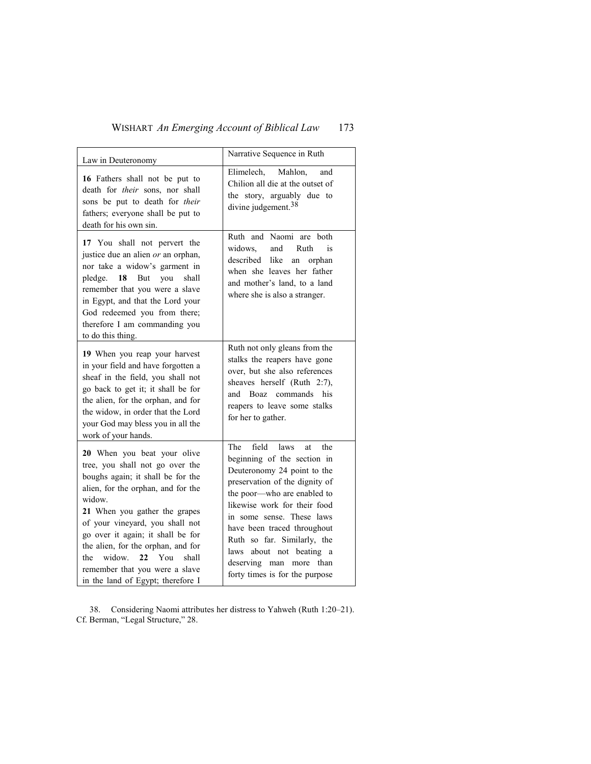| Law in Deuteronomy | Narrative Sequence in Ruth |
| --- | --- |
| **16** Fathers shall not be put to death for *their* sons, nor shall sons be put to death for *their* fathers; everyone shall be put to death for his own sin. | Elimelech, Mahlon, and Chilion all die at the outset of the story, arguably due to divine judgement.[38] |
| **17** You shall not pervert the justice due an alien *or* an orphan, nor take a widow's garment in pledge. **18** But you shall remember that you were a slave in Egypt, and that the Lord your God redeemed you from there; therefore I am commanding you to do this thing. | Ruth and Naomi are both widows, and Ruth is described like an orphan when she leaves her father and mother's land, to a land where she is also a stranger. |
| **19** When you reap your harvest in your field and have forgotten a sheaf in the field, you shall not go back to get it; it shall be for the alien, for the orphan, and for the widow, in order that the Lord your God may bless you in all the work of your hands. | Ruth not only gleans from the stalks the reapers have gone over, but she also references sheaves herself (Ruth 2:7), and Boaz commands his reapers to leave some stalks for her to gather. |
| **20** When you beat your olive tree, you shall not go over the boughs again; it shall be for the alien, for the orphan, and for the widow. **21** When you gather the grapes of your vineyard, you shall not go over it again; it shall be for the alien, for the orphan, and for the widow. **22** You shall remember that you were a slave in the land of Egypt; therefore I | The field laws at the beginning of the section in Deuteronomy 24 point to the preservation of the dignity of the poor—who are enabled to likewise work for their food in some sense. These laws have been traced throughout Ruth so far. Similarly, the laws about not beating a deserving man more than forty times is for the purpose |

38. Considering Naomi attributes her distress to Yahweh (Ruth 1:20–21). Cf. Berman, "Legal Structure," 28.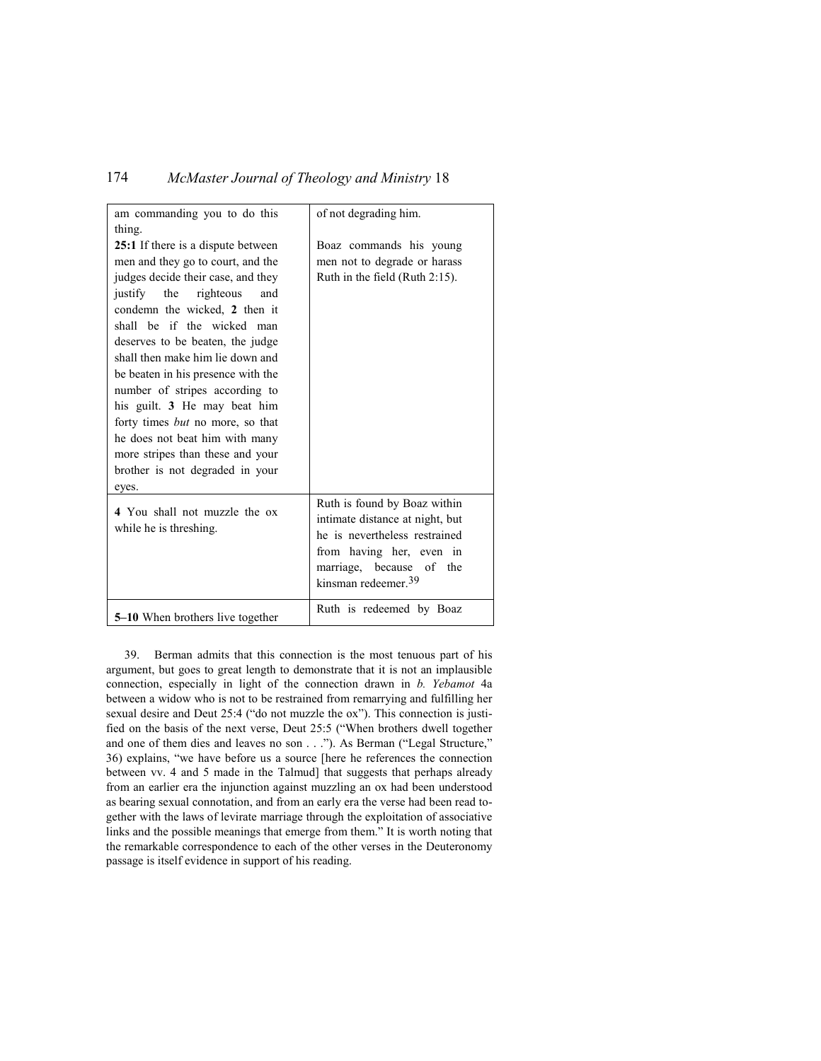| | |
|---|---|
| am commanding you to do this thing. **25:1** If there is a dispute between men and they go to court, and the judges decide their case, and they justify the righteous and condemn the wicked, **2** then it shall be if the wicked man deserves to be beaten, the judge shall then make him lie down and be beaten in his presence with the number of stripes according to his guilt. **3** He may beat him forty times *but* no more, so that he does not beat him with many more stripes than these and your brother is not degraded in your eyes. | of not degrading him. Boaz commands his young men not to degrade or harass Ruth in the field (Ruth 2:15). |
| **4** You shall not muzzle the ox while he is threshing. | Ruth is found by Boaz within intimate distance at night, but he is nevertheless restrained from having her, even in marriage, because of the kinsman redeemer.[39] |
| **5–10** When brothers live together | Ruth is redeemed by Boaz |

39. Berman admits that this connection is the most tenuous part of his argument, but goes to great length to demonstrate that it is not an implausible connection, especially in light of the connection drawn in *b. Yebamot* 4a between a widow who is not to be restrained from remarrying and fulfilling her sexual desire and Deut 25:4 ("do not muzzle the ox"). This connection is justified on the basis of the next verse, Deut 25:5 ("When brothers dwell together and one of them dies and leaves no son . . ."). As Berman ("Legal Structure," 36) explains, "we have before us a source [here he references the connection between vv. 4 and 5 made in the Talmud] that suggests that perhaps already from an earlier era the injunction against muzzling an ox had been understood as bearing sexual connotation, and from an early era the verse had been read together with the laws of levirate marriage through the exploitation of associative links and the possible meanings that emerge from them." It is worth noting that the remarkable correspondence to each of the other verses in the Deuteronomy passage is itself evidence in support of his reading.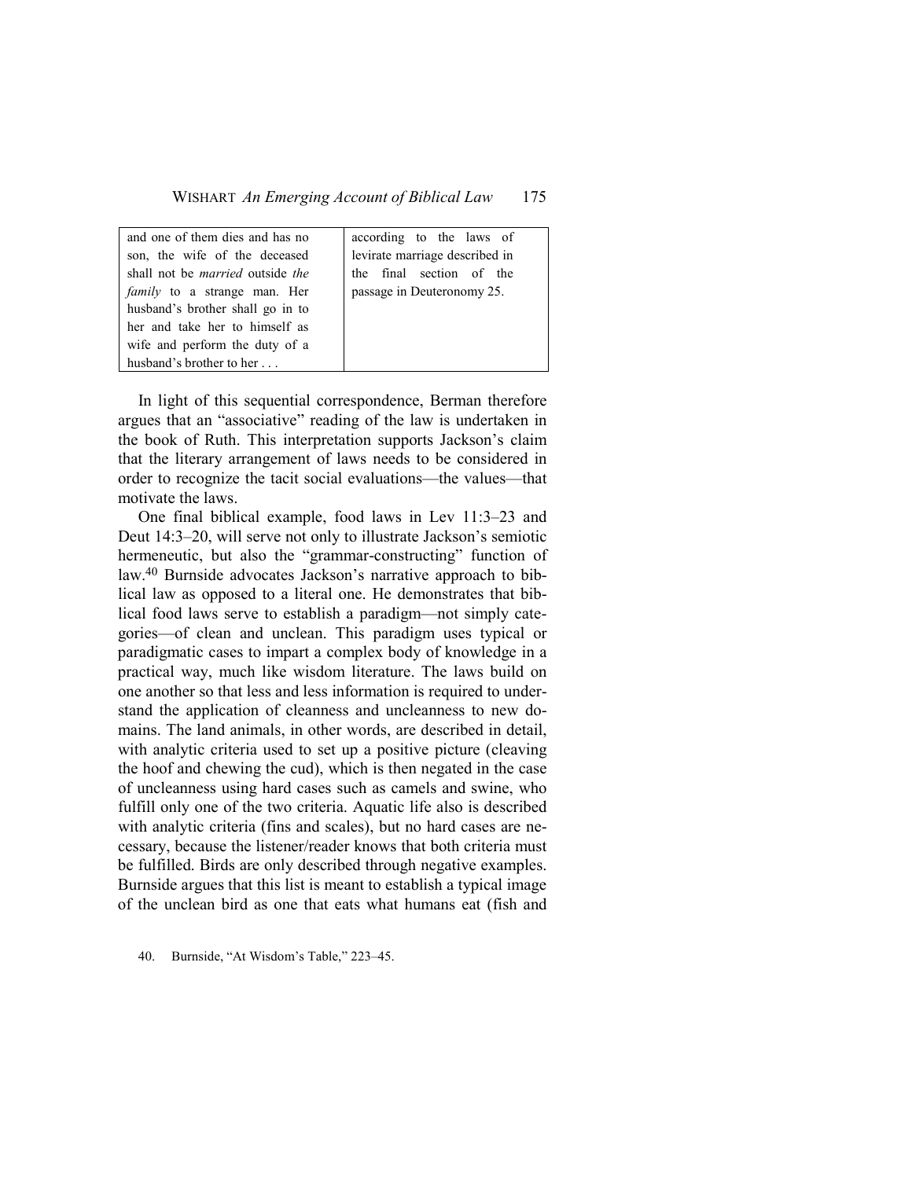| and one of them dies and has no son, the wife of the deceased shall not be *married* outside *the family* to a strange man. Her husband's brother shall go in to her and take her to himself as wife and perform the duty of a husband's brother to her . . . | according to the laws of levirate marriage described in the final section of the passage in Deuteronomy 25. |
|---|---|

In light of this sequential correspondence, Berman therefore argues that an "associative" reading of the law is undertaken in the book of Ruth. This interpretation supports Jackson's claim that the literary arrangement of laws needs to be considered in order to recognize the tacit social evaluations—the values—that motivate the laws.

One final biblical example, food laws in Lev 11:3–23 and Deut 14:3–20, will serve not only to illustrate Jackson's semiotic hermeneutic, but also the "grammar-constructing" function of law.[40] Burnside advocates Jackson's narrative approach to biblical law as opposed to a literal one. He demonstrates that biblical food laws serve to establish a paradigm—not simply categories—of clean and unclean. This paradigm uses typical or paradigmatic cases to impart a complex body of knowledge in a practical way, much like wisdom literature. The laws build on one another so that less and less information is required to understand the application of cleanness and uncleanness to new domains. The land animals, in other words, are described in detail, with analytic criteria used to set up a positive picture (cleaving the hoof and chewing the cud), which is then negated in the case of uncleanness using hard cases such as camels and swine, who fulfill only one of the two criteria. Aquatic life also is described with analytic criteria (fins and scales), but no hard cases are necessary, because the listener/reader knows that both criteria must be fulfilled. Birds are only described through negative examples. Burnside argues that this list is meant to establish a typical image of the unclean bird as one that eats what humans eat (fish and

40. Burnside, "At Wisdom's Table," 223–45.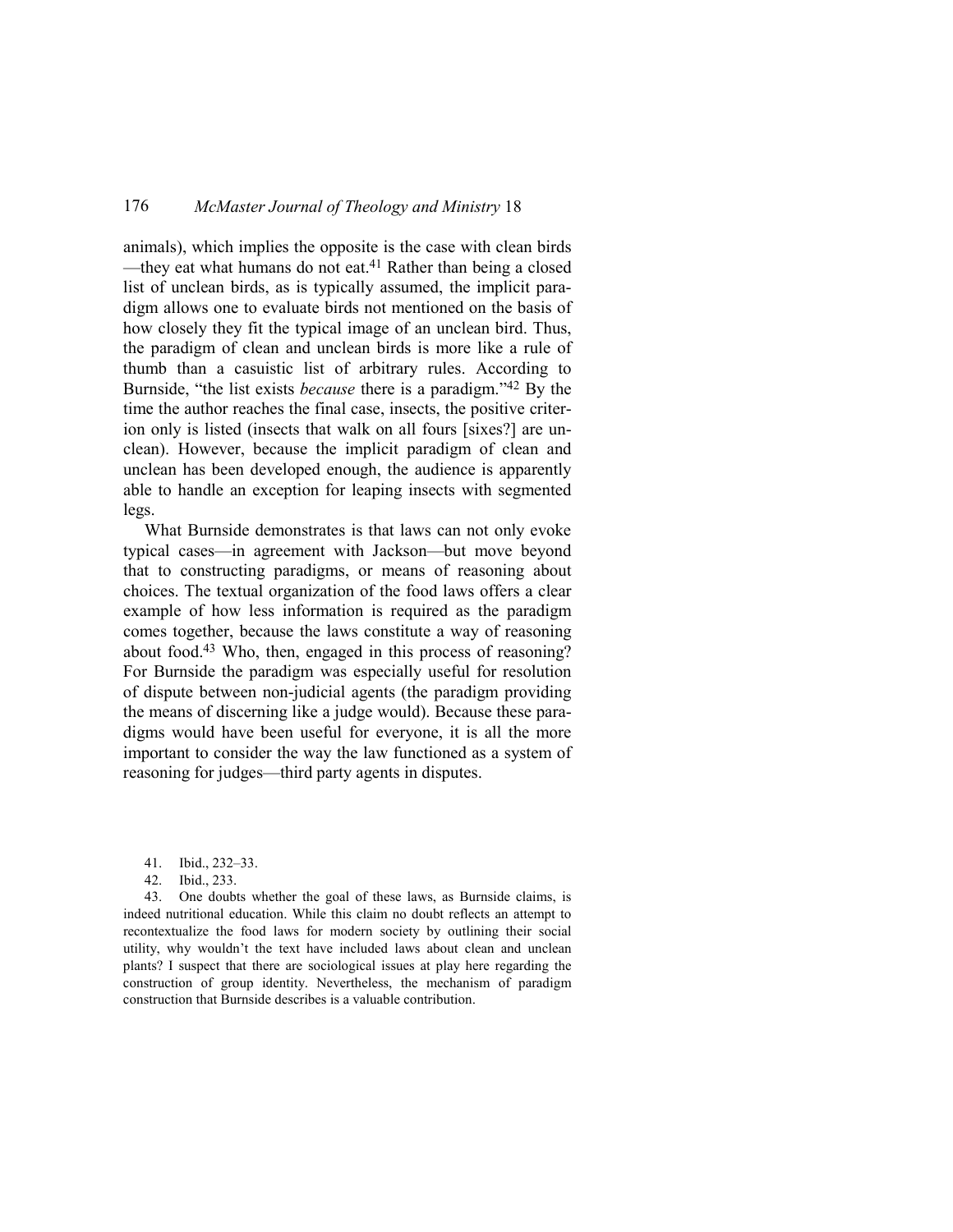animals), which implies the opposite is the case with clean birds —they eat what humans do not eat.[41] Rather than being a closed list of unclean birds, as is typically assumed, the implicit paradigm allows one to evaluate birds not mentioned on the basis of how closely they fit the typical image of an unclean bird. Thus, the paradigm of clean and unclean birds is more like a rule of thumb than a casuistic list of arbitrary rules. According to Burnside, "the list exists *because* there is a paradigm."[42] By the time the author reaches the final case, insects, the positive criterion only is listed (insects that walk on all fours [sixes?] are unclean). However, because the implicit paradigm of clean and unclean has been developed enough, the audience is apparently able to handle an exception for leaping insects with segmented legs.

What Burnside demonstrates is that laws can not only evoke typical cases—in agreement with Jackson—but move beyond that to constructing paradigms, or means of reasoning about choices. The textual organization of the food laws offers a clear example of how less information is required as the paradigm comes together, because the laws constitute a way of reasoning about food.[43] Who, then, engaged in this process of reasoning? For Burnside the paradigm was especially useful for resolution of dispute between non-judicial agents (the paradigm providing the means of discerning like a judge would). Because these paradigms would have been useful for everyone, it is all the more important to consider the way the law functioned as a system of reasoning for judges—third party agents in disputes.

41. Ibid., 232–33.

42. Ibid., 233.

43. One doubts whether the goal of these laws, as Burnside claims, is indeed nutritional education. While this claim no doubt reflects an attempt to recontextualize the food laws for modern society by outlining their social utility, why wouldn't the text have included laws about clean and unclean plants? I suspect that there are sociological issues at play here regarding the construction of group identity. Nevertheless, the mechanism of paradigm construction that Burnside describes is a valuable contribution.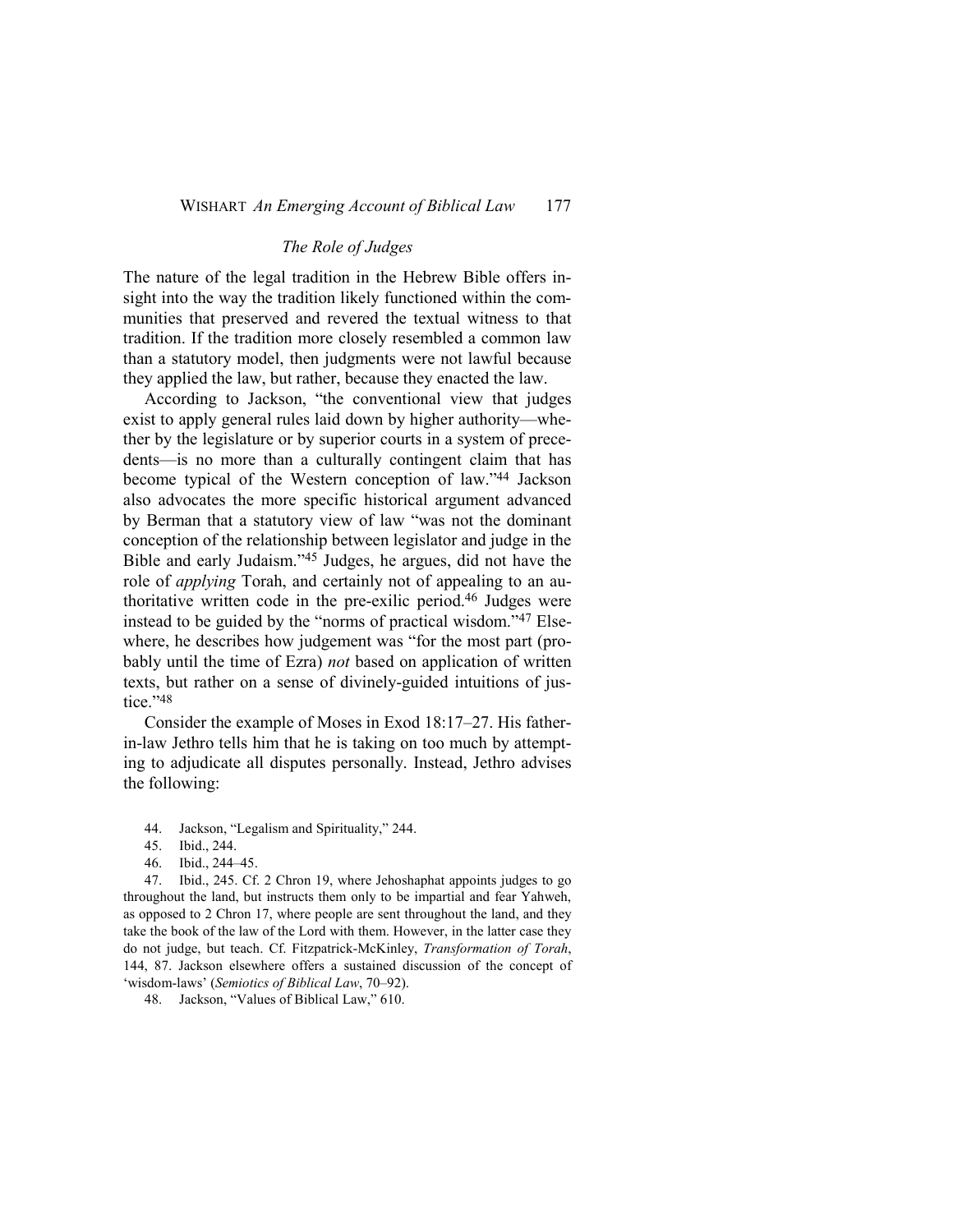### *The Role of Judges*

The nature of the legal tradition in the Hebrew Bible offers insight into the way the tradition likely functioned within the communities that preserved and revered the textual witness to that tradition. If the tradition more closely resembled a common law than a statutory model, then judgments were not lawful because they applied the law, but rather, because they enacted the law.

According to Jackson, "the conventional view that judges exist to apply general rules laid down by higher authority—whether by the legislature or by superior courts in a system of precedents—is no more than a culturally contingent claim that has become typical of the Western conception of law."[44] Jackson also advocates the more specific historical argument advanced by Berman that a statutory view of law "was not the dominant conception of the relationship between legislator and judge in the Bible and early Judaism."[45] Judges, he argues, did not have the role of *applying* Torah, and certainly not of appealing to an authoritative written code in the pre-exilic period.[46] Judges were instead to be guided by the "norms of practical wisdom."[47] Elsewhere, he describes how judgement was "for the most part (probably until the time of Ezra) *not* based on application of written texts, but rather on a sense of divinely-guided intuitions of justice."[48]

Consider the example of Moses in Exod 18:17–27. His father-in-law Jethro tells him that he is taking on too much by attempting to adjudicate all disputes personally. Instead, Jethro advises the following:

44. Jackson, "Legalism and Spirituality," 244.

45. Ibid., 244.

46. Ibid., 244–45.

47. Ibid., 245. Cf. 2 Chron 19, where Jehoshaphat appoints judges to go throughout the land, but instructs them only to be impartial and fear Yahweh, as opposed to 2 Chron 17, where people are sent throughout the land, and they take the book of the law of the Lord with them. However, in the latter case they do not judge, but teach. Cf. Fitzpatrick-McKinley, *Transformation of Torah*, 144, 87. Jackson elsewhere offers a sustained discussion of the concept of 'wisdom-laws' (*Semiotics of Biblical Law*, 70–92).

48. Jackson, "Values of Biblical Law," 610.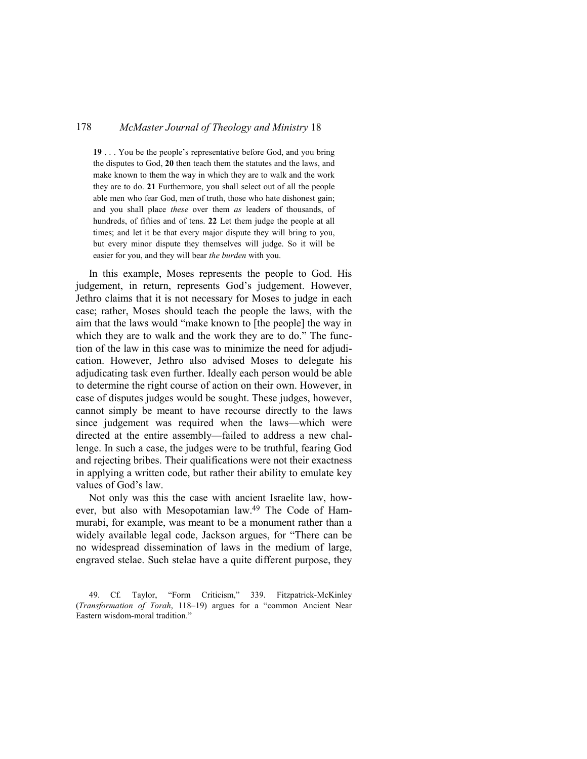> **19** . . . You be the people's representative before God, and you bring the disputes to God, **20** then teach them the statutes and the laws, and make known to them the way in which they are to walk and the work they are to do. **21** Furthermore, you shall select out of all the people able men who fear God, men of truth, those who hate dishonest gain; and you shall place *these* over them *as* leaders of thousands, of hundreds, of fifties and of tens. **22** Let them judge the people at all times; and let it be that every major dispute they will bring to you, but every minor dispute they themselves will judge. So it will be easier for you, and they will bear *the burden* with you.

In this example, Moses represents the people to God. His judgement, in return, represents God's judgement. However, Jethro claims that it is not necessary for Moses to judge in each case; rather, Moses should teach the people the laws, with the aim that the laws would "make known to [the people] the way in which they are to walk and the work they are to do." The function of the law in this case was to minimize the need for adjudication. However, Jethro also advised Moses to delegate his adjudicating task even further. Ideally each person would be able to determine the right course of action on their own. However, in case of disputes judges would be sought. These judges, however, cannot simply be meant to have recourse directly to the laws since judgement was required when the laws—which were directed at the entire assembly—failed to address a new challenge. In such a case, the judges were to be truthful, fearing God and rejecting bribes. Their qualifications were not their exactness in applying a written code, but rather their ability to emulate key values of God's law.

Not only was this the case with ancient Israelite law, however, but also with Mesopotamian law.[49] The Code of Hammurabi, for example, was meant to be a monument rather than a widely available legal code, Jackson argues, for "There can be no widespread dissemination of laws in the medium of large, engraved stelae. Such stelae have a quite different purpose, they

49. Cf. Taylor, "Form Criticism," 339. Fitzpatrick-McKinley (*Transformation of Torah*, 118–19) argues for a "common Ancient Near Eastern wisdom-moral tradition."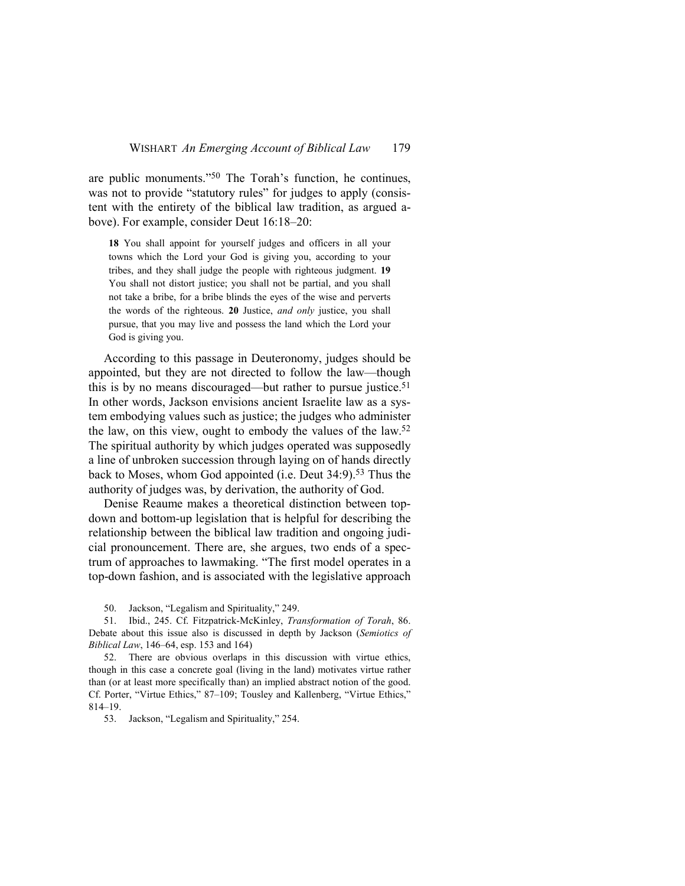are public monuments."[50] The Torah's function, he continues, was not to provide "statutory rules" for judges to apply (consistent with the entirety of the biblical law tradition, as argued above). For example, consider Deut 16:18–20:

> **18** You shall appoint for yourself judges and officers in all your towns which the Lord your God is giving you, according to your tribes, and they shall judge the people with righteous judgment. **19** You shall not distort justice; you shall not be partial, and you shall not take a bribe, for a bribe blinds the eyes of the wise and perverts the words of the righteous. **20** Justice, *and only* justice, you shall pursue, that you may live and possess the land which the Lord your God is giving you.

According to this passage in Deuteronomy, judges should be appointed, but they are not directed to follow the law—though this is by no means discouraged—but rather to pursue justice.[51] In other words, Jackson envisions ancient Israelite law as a system embodying values such as justice; the judges who administer the law, on this view, ought to embody the values of the law.[52] The spiritual authority by which judges operated was supposedly a line of unbroken succession through laying on of hands directly back to Moses, whom God appointed (i.e. Deut 34:9).[53] Thus the authority of judges was, by derivation, the authority of God.

Denise Reaume makes a theoretical distinction between top-down and bottom-up legislation that is helpful for describing the relationship between the biblical law tradition and ongoing judicial pronouncement. There are, she argues, two ends of a spectrum of approaches to lawmaking. "The first model operates in a top-down fashion, and is associated with the legislative approach

50. Jackson, "Legalism and Spirituality," 249.

51. Ibid., 245. Cf. Fitzpatrick-McKinley, *Transformation of Torah*, 86. Debate about this issue also is discussed in depth by Jackson (*Semiotics of Biblical Law*, 146–64, esp. 153 and 164)

52. There are obvious overlaps in this discussion with virtue ethics, though in this case a concrete goal (living in the land) motivates virtue rather than (or at least more specifically than) an implied abstract notion of the good. Cf. Porter, "Virtue Ethics," 87–109; Tousley and Kallenberg, "Virtue Ethics," 814–19.

53. Jackson, "Legalism and Spirituality," 254.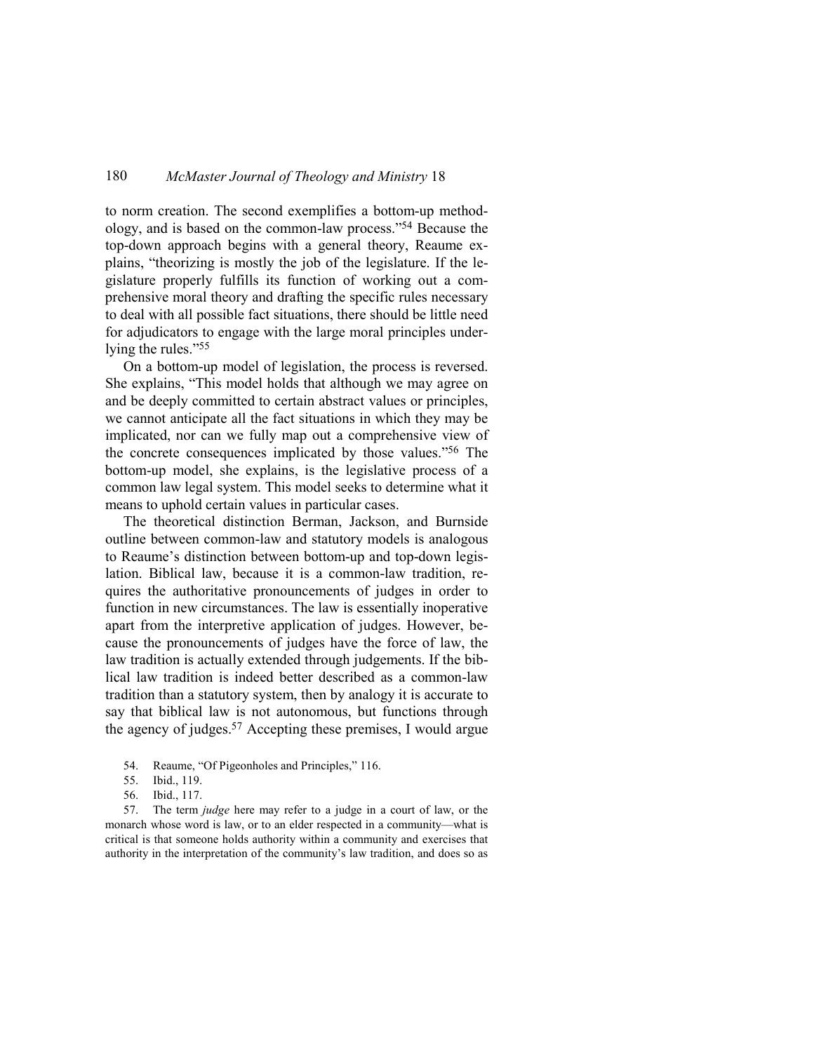to norm creation. The second exemplifies a bottom-up methodology, and is based on the common-law process."[54] Because the top-down approach begins with a general theory, Reaume explains, "theorizing is mostly the job of the legislature. If the legislature properly fulfills its function of working out a comprehensive moral theory and drafting the specific rules necessary to deal with all possible fact situations, there should be little need for adjudicators to engage with the large moral principles underlying the rules."[55]

On a bottom-up model of legislation, the process is reversed. She explains, "This model holds that although we may agree on and be deeply committed to certain abstract values or principles, we cannot anticipate all the fact situations in which they may be implicated, nor can we fully map out a comprehensive view of the concrete consequences implicated by those values."[56] The bottom-up model, she explains, is the legislative process of a common law legal system. This model seeks to determine what it means to uphold certain values in particular cases.

The theoretical distinction Berman, Jackson, and Burnside outline between common-law and statutory models is analogous to Reaume's distinction between bottom-up and top-down legislation. Biblical law, because it is a common-law tradition, requires the authoritative pronouncements of judges in order to function in new circumstances. The law is essentially inoperative apart from the interpretive application of judges. However, because the pronouncements of judges have the force of law, the law tradition is actually extended through judgements. If the biblical law tradition is indeed better described as a common-law tradition than a statutory system, then by analogy it is accurate to say that biblical law is not autonomous, but functions through the agency of judges.[57] Accepting these premises, I would argue

54. Reaume, "Of Pigeonholes and Principles," 116.

55. Ibid., 119.

56. Ibid., 117.

57. The term *judge* here may refer to a judge in a court of law, or the monarch whose word is law, or to an elder respected in a community—what is critical is that someone holds authority within a community and exercises that authority in the interpretation of the community's law tradition, and does so as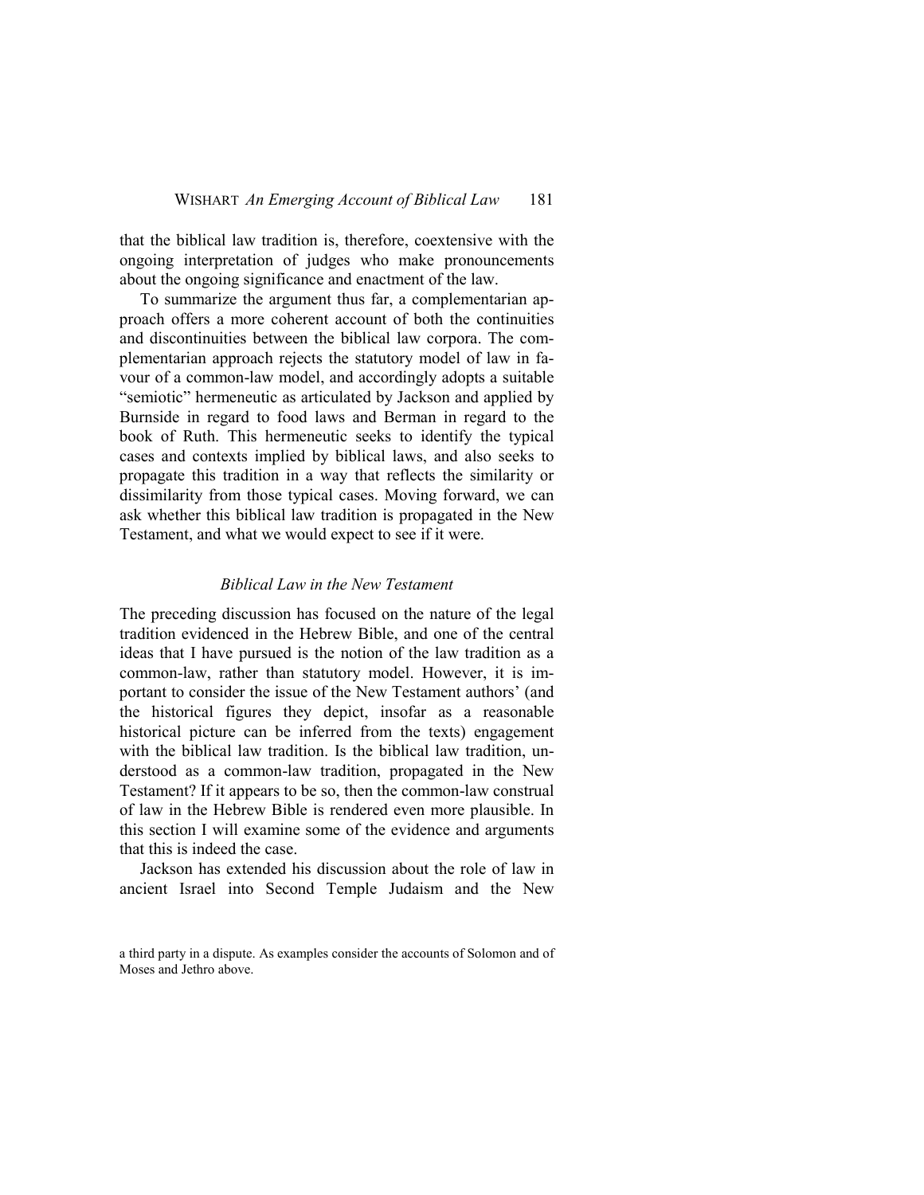that the biblical law tradition is, therefore, coextensive with the ongoing interpretation of judges who make pronouncements about the ongoing significance and enactment of the law.

To summarize the argument thus far, a complementarian approach offers a more coherent account of both the continuities and discontinuities between the biblical law corpora. The complementarian approach rejects the statutory model of law in favour of a common-law model, and accordingly adopts a suitable "semiotic" hermeneutic as articulated by Jackson and applied by Burnside in regard to food laws and Berman in regard to the book of Ruth. This hermeneutic seeks to identify the typical cases and contexts implied by biblical laws, and also seeks to propagate this tradition in a way that reflects the similarity or dissimilarity from those typical cases. Moving forward, we can ask whether this biblical law tradition is propagated in the New Testament, and what we would expect to see if it were.

### *Biblical Law in the New Testament*

The preceding discussion has focused on the nature of the legal tradition evidenced in the Hebrew Bible, and one of the central ideas that I have pursued is the notion of the law tradition as a common-law, rather than statutory model. However, it is important to consider the issue of the New Testament authors' (and the historical figures they depict, insofar as a reasonable historical picture can be inferred from the texts) engagement with the biblical law tradition. Is the biblical law tradition, understood as a common-law tradition, propagated in the New Testament? If it appears to be so, then the common-law construal of law in the Hebrew Bible is rendered even more plausible. In this section I will examine some of the evidence and arguments that this is indeed the case.

Jackson has extended his discussion about the role of law in ancient Israel into Second Temple Judaism and the New

a third party in a dispute. As examples consider the accounts of Solomon and of Moses and Jethro above.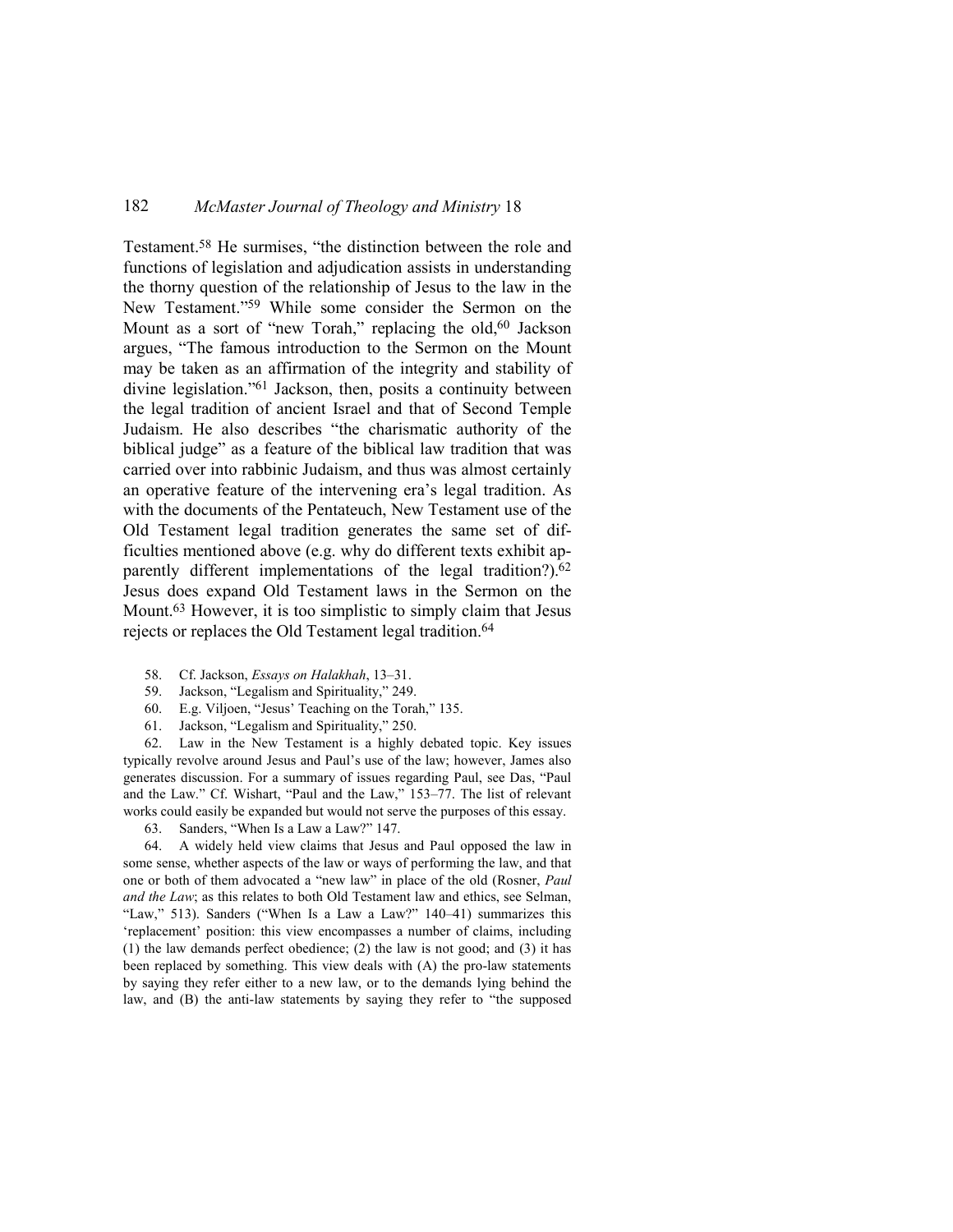Testament.[58] He surmises, "the distinction between the role and functions of legislation and adjudication assists in understanding the thorny question of the relationship of Jesus to the law in the New Testament."[59] While some consider the Sermon on the Mount as a sort of "new Torah," replacing the old,[60] Jackson argues, "The famous introduction to the Sermon on the Mount may be taken as an affirmation of the integrity and stability of divine legislation."[61] Jackson, then, posits a continuity between the legal tradition of ancient Israel and that of Second Temple Judaism. He also describes "the charismatic authority of the biblical judge" as a feature of the biblical law tradition that was carried over into rabbinic Judaism, and thus was almost certainly an operative feature of the intervening era's legal tradition. As with the documents of the Pentateuch, New Testament use of the Old Testament legal tradition generates the same set of difficulties mentioned above (e.g. why do different texts exhibit apparently different implementations of the legal tradition?).[62] Jesus does expand Old Testament laws in the Sermon on the Mount.[63] However, it is too simplistic to simply claim that Jesus rejects or replaces the Old Testament legal tradition.[64]

58. Cf. Jackson, *Essays on Halakhah*, 13–31.

59. Jackson, "Legalism and Spirituality," 249.

60. E.g. Viljoen, "Jesus' Teaching on the Torah," 135.

61. Jackson, "Legalism and Spirituality," 250.

62. Law in the New Testament is a highly debated topic. Key issues typically revolve around Jesus and Paul's use of the law; however, James also generates discussion. For a summary of issues regarding Paul, see Das, "Paul and the Law." Cf. Wishart, "Paul and the Law," 153–77. The list of relevant works could easily be expanded but would not serve the purposes of this essay.

63. Sanders, "When Is a Law a Law?" 147.

64. A widely held view claims that Jesus and Paul opposed the law in some sense, whether aspects of the law or ways of performing the law, and that one or both of them advocated a "new law" in place of the old (Rosner, *Paul and the Law*; as this relates to both Old Testament law and ethics, see Selman, "Law," 513). Sanders ("When Is a Law a Law?" 140–41) summarizes this 'replacement' position: this view encompasses a number of claims, including (1) the law demands perfect obedience; (2) the law is not good; and (3) it has been replaced by something. This view deals with (A) the pro-law statements by saying they refer either to a new law, or to the demands lying behind the law, and (B) the anti-law statements by saying they refer to "the supposed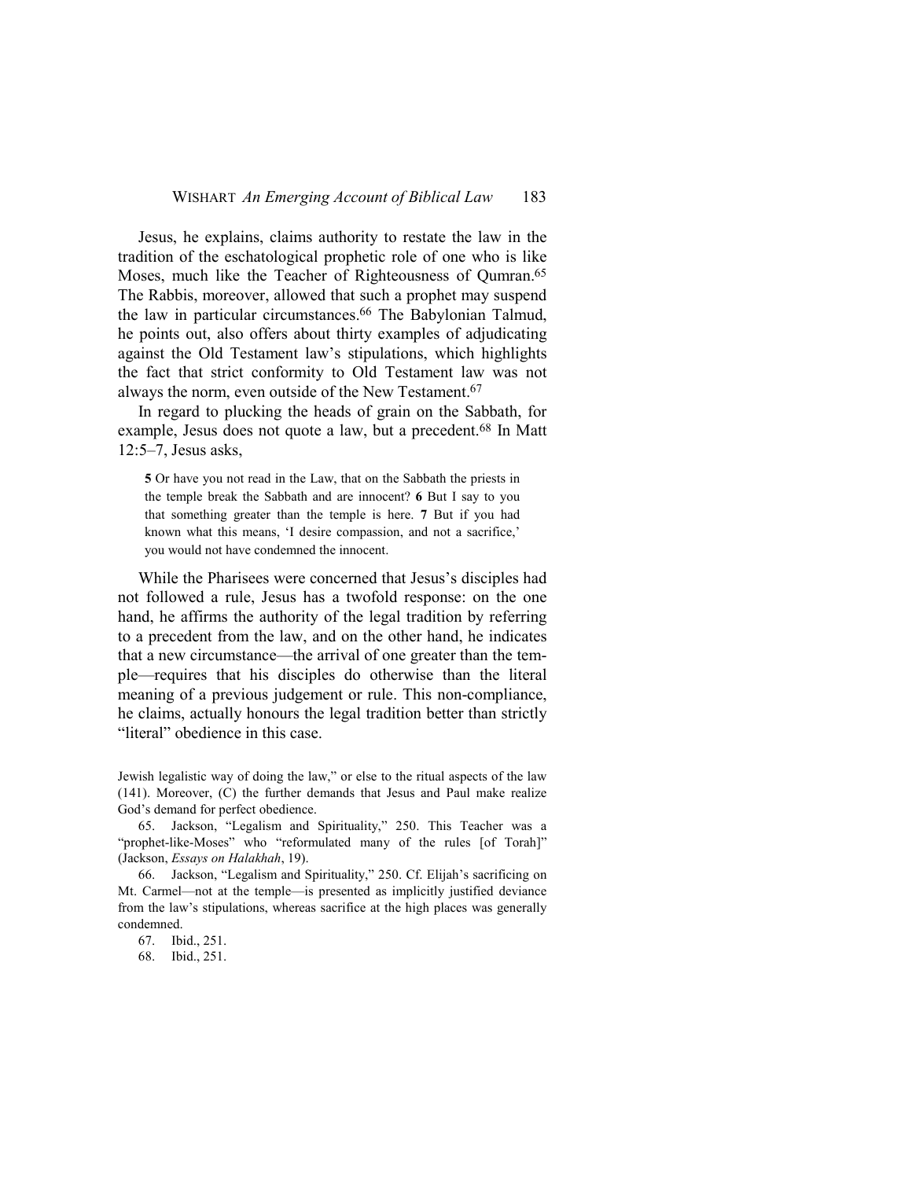Jesus, he explains, claims authority to restate the law in the tradition of the eschatological prophetic role of one who is like Moses, much like the Teacher of Righteousness of Qumran.[65] The Rabbis, moreover, allowed that such a prophet may suspend the law in particular circumstances.[66] The Babylonian Talmud, he points out, also offers about thirty examples of adjudicating against the Old Testament law's stipulations, which highlights the fact that strict conformity to Old Testament law was not always the norm, even outside of the New Testament.[67]

In regard to plucking the heads of grain on the Sabbath, for example, Jesus does not quote a law, but a precedent.[68] In Matt 12:5–7, Jesus asks,

> **5** Or have you not read in the Law, that on the Sabbath the priests in the temple break the Sabbath and are innocent? **6** But I say to you that something greater than the temple is here. **7** But if you had known what this means, 'I desire compassion, and not a sacrifice,' you would not have condemned the innocent.

While the Pharisees were concerned that Jesus's disciples had not followed a rule, Jesus has a twofold response: on the one hand, he affirms the authority of the legal tradition by referring to a precedent from the law, and on the other hand, he indicates that a new circumstance—the arrival of one greater than the temple—requires that his disciples do otherwise than the literal meaning of a previous judgement or rule. This non-compliance, he claims, actually honours the legal tradition better than strictly "literal" obedience in this case.

---

Jewish legalistic way of doing the law," or else to the ritual aspects of the law (141). Moreover, (C) the further demands that Jesus and Paul make realize God's demand for perfect obedience.

65. Jackson, "Legalism and Spirituality," 250. This Teacher was a "prophet-like-Moses" who "reformulated many of the rules [of Torah]" (Jackson, *Essays on Halakhah*, 19).

66. Jackson, "Legalism and Spirituality," 250. Cf. Elijah's sacrificing on Mt. Carmel—not at the temple—is presented as implicitly justified deviance from the law's stipulations, whereas sacrifice at the high places was generally condemned.

67. Ibid., 251.

68. Ibid., 251.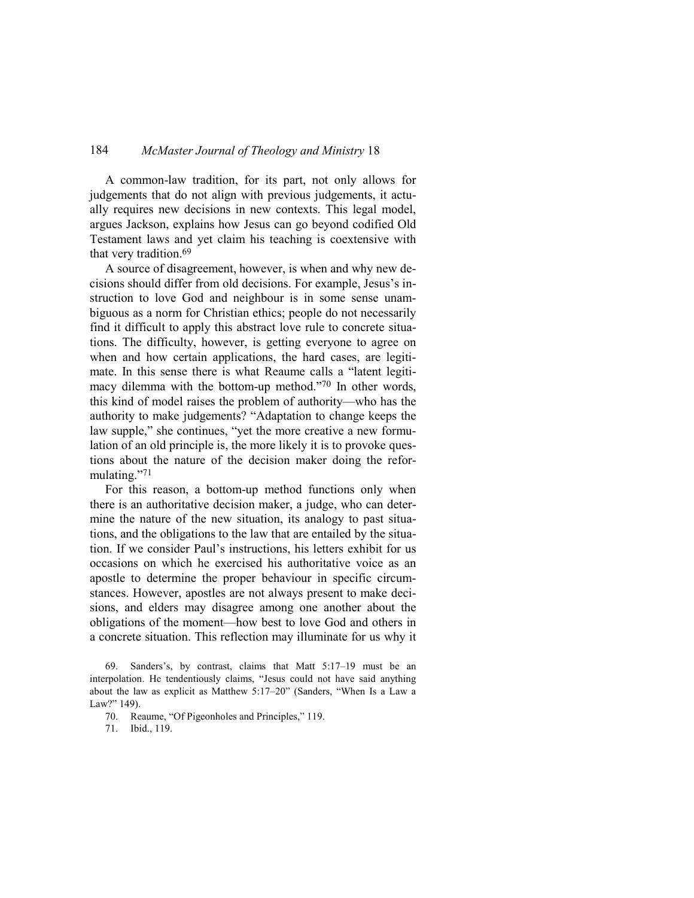A common-law tradition, for its part, not only allows for judgements that do not align with previous judgements, it actually requires new decisions in new contexts. This legal model, argues Jackson, explains how Jesus can go beyond codified Old Testament laws and yet claim his teaching is coextensive with that very tradition.[69]

A source of disagreement, however, is when and why new decisions should differ from old decisions. For example, Jesus's instruction to love God and neighbour is in some sense unambiguous as a norm for Christian ethics; people do not necessarily find it difficult to apply this abstract love rule to concrete situations. The difficulty, however, is getting everyone to agree on when and how certain applications, the hard cases, are legitimate. In this sense there is what Reaume calls a "latent legitimacy dilemma with the bottom-up method."[70] In other words, this kind of model raises the problem of authority—who has the authority to make judgements? "Adaptation to change keeps the law supple," she continues, "yet the more creative a new formulation of an old principle is, the more likely it is to provoke questions about the nature of the decision maker doing the reformulating."[71]

For this reason, a bottom-up method functions only when there is an authoritative decision maker, a judge, who can determine the nature of the new situation, its analogy to past situations, and the obligations to the law that are entailed by the situation. If we consider Paul's instructions, his letters exhibit for us occasions on which he exercised his authoritative voice as an apostle to determine the proper behaviour in specific circumstances. However, apostles are not always present to make decisions, and elders may disagree among one another about the obligations of the moment—how best to love God and others in a concrete situation. This reflection may illuminate for us why it

69. Sanders's, by contrast, claims that Matt 5:17–19 must be an interpolation. He tendentiously claims, "Jesus could not have said anything about the law as explicit as Matthew 5:17–20" (Sanders, "When Is a Law a Law?" 149).

70. Reaume, "Of Pigeonholes and Principles," 119.

71. Ibid., 119.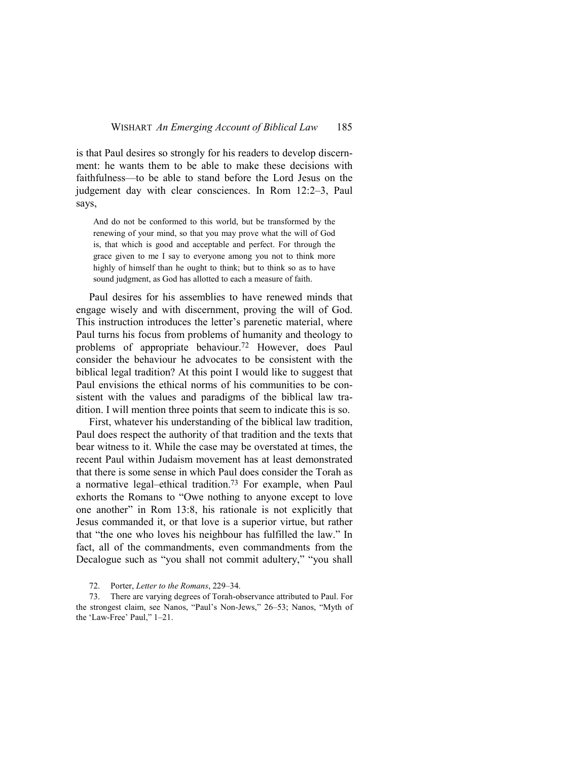is that Paul desires so strongly for his readers to develop discernment: he wants them to be able to make these decisions with faithfulness—to be able to stand before the Lord Jesus on the judgement day with clear consciences. In Rom 12:2–3, Paul says,

> And do not be conformed to this world, but be transformed by the renewing of your mind, so that you may prove what the will of God is, that which is good and acceptable and perfect. For through the grace given to me I say to everyone among you not to think more highly of himself than he ought to think; but to think so as to have sound judgment, as God has allotted to each a measure of faith.

Paul desires for his assemblies to have renewed minds that engage wisely and with discernment, proving the will of God. This instruction introduces the letter's parenetic material, where Paul turns his focus from problems of humanity and theology to problems of appropriate behaviour.[72] However, does Paul consider the behaviour he advocates to be consistent with the biblical legal tradition? At this point I would like to suggest that Paul envisions the ethical norms of his communities to be consistent with the values and paradigms of the biblical law tradition. I will mention three points that seem to indicate this is so.

First, whatever his understanding of the biblical law tradition, Paul does respect the authority of that tradition and the texts that bear witness to it. While the case may be overstated at times, the recent Paul within Judaism movement has at least demonstrated that there is some sense in which Paul does consider the Torah as a normative legal–ethical tradition.[73] For example, when Paul exhorts the Romans to "Owe nothing to anyone except to love one another" in Rom 13:8, his rationale is not explicitly that Jesus commanded it, or that love is a superior virtue, but rather that "the one who loves his neighbour has fulfilled the law." In fact, all of the commandments, even commandments from the Decalogue such as "you shall not commit adultery," "you shall

72. Porter, *Letter to the Romans*, 229–34.

73. There are varying degrees of Torah-observance attributed to Paul. For the strongest claim, see Nanos, "Paul's Non-Jews," 26–53; Nanos, "Myth of the 'Law-Free' Paul," 1–21.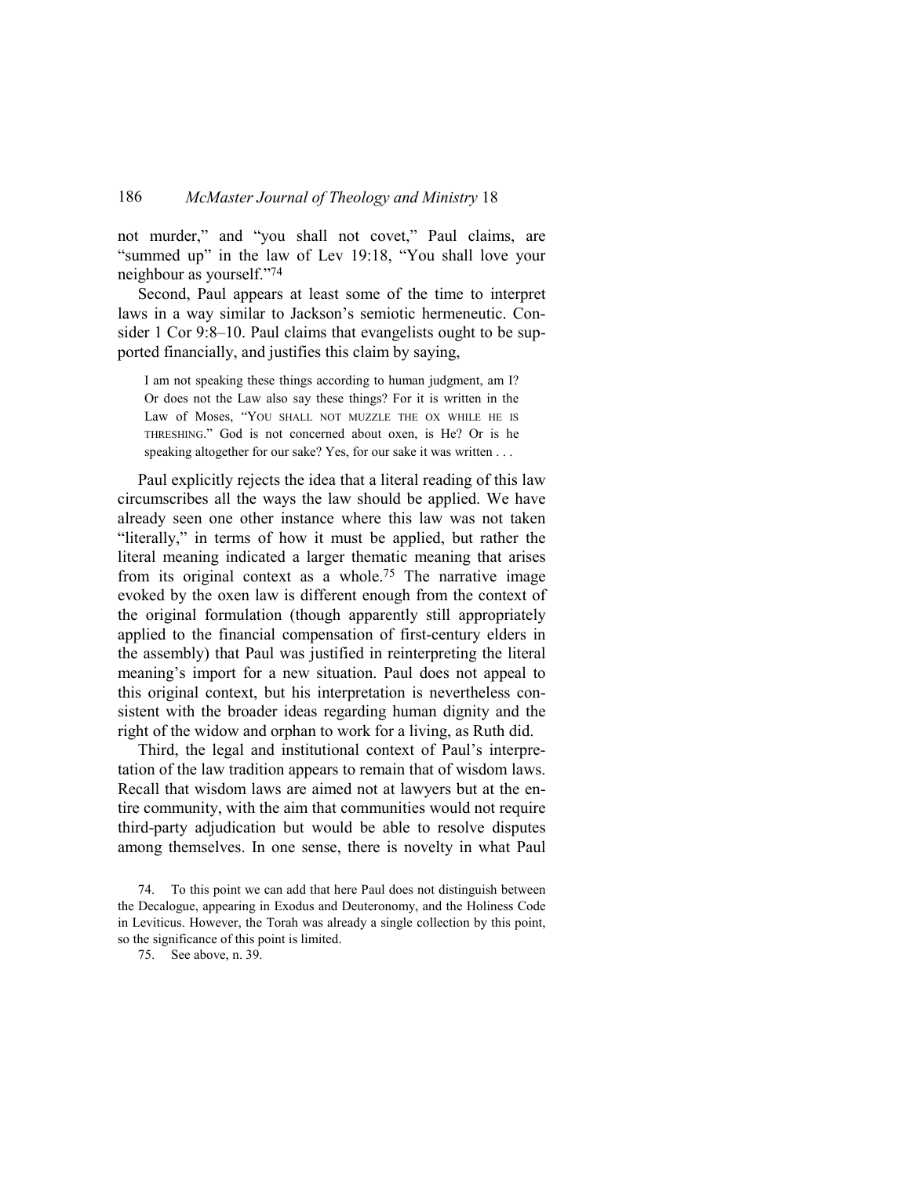not murder," and "you shall not covet," Paul claims, are "summed up" in the law of Lev 19:18, "You shall love your neighbour as yourself."[74]

Second, Paul appears at least some of the time to interpret laws in a way similar to Jackson's semiotic hermeneutic. Consider 1 Cor 9:8–10. Paul claims that evangelists ought to be supported financially, and justifies this claim by saying,

> I am not speaking these things according to human judgment, am I? Or does not the Law also say these things? For it is written in the Law of Moses, "YOU SHALL NOT MUZZLE THE OX WHILE HE IS THRESHING." God is not concerned about oxen, is He? Or is he speaking altogether for our sake? Yes, for our sake it was written . . .

Paul explicitly rejects the idea that a literal reading of this law circumscribes all the ways the law should be applied. We have already seen one other instance where this law was not taken "literally," in terms of how it must be applied, but rather the literal meaning indicated a larger thematic meaning that arises from its original context as a whole.[75] The narrative image evoked by the oxen law is different enough from the context of the original formulation (though apparently still appropriately applied to the financial compensation of first-century elders in the assembly) that Paul was justified in reinterpreting the literal meaning's import for a new situation. Paul does not appeal to this original context, but his interpretation is nevertheless consistent with the broader ideas regarding human dignity and the right of the widow and orphan to work for a living, as Ruth did.

Third, the legal and institutional context of Paul's interpretation of the law tradition appears to remain that of wisdom laws. Recall that wisdom laws are aimed not at lawyers but at the entire community, with the aim that communities would not require third-party adjudication but would be able to resolve disputes among themselves. In one sense, there is novelty in what Paul

74. To this point we can add that here Paul does not distinguish between the Decalogue, appearing in Exodus and Deuteronomy, and the Holiness Code in Leviticus. However, the Torah was already a single collection by this point, so the significance of this point is limited.

75. See above, n. 39.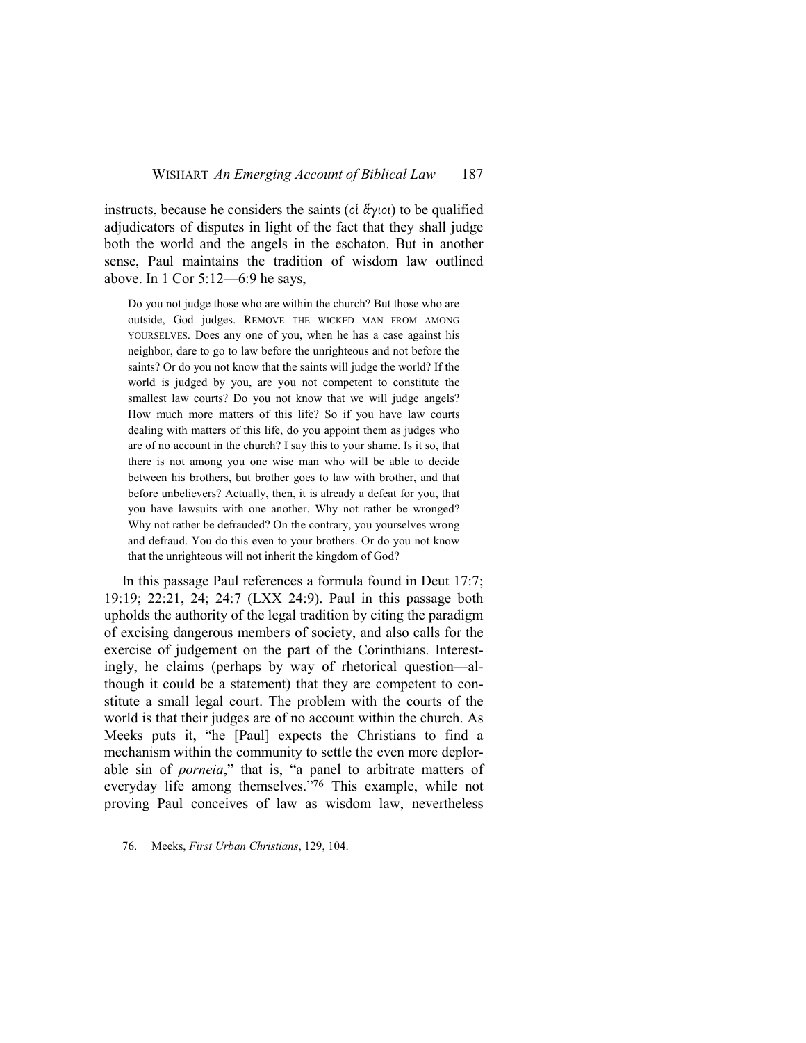instructs, because he considers the saints (οἱ ἅγιοι) to be qualified adjudicators of disputes in light of the fact that they shall judge both the world and the angels in the eschaton. But in another sense, Paul maintains the tradition of wisdom law outlined above. In 1 Cor 5:12—6:9 he says,

> Do you not judge those who are within the church? But those who are outside, God judges. REMOVE THE WICKED MAN FROM AMONG YOURSELVES. Does any one of you, when he has a case against his neighbor, dare to go to law before the unrighteous and not before the saints? Or do you not know that the saints will judge the world? If the world is judged by you, are you not competent to constitute the smallest law courts? Do you not know that we will judge angels? How much more matters of this life? So if you have law courts dealing with matters of this life, do you appoint them as judges who are of no account in the church? I say this to your shame. Is it so, that there is not among you one wise man who will be able to decide between his brothers, but brother goes to law with brother, and that before unbelievers? Actually, then, it is already a defeat for you, that you have lawsuits with one another. Why not rather be wronged? Why not rather be defrauded? On the contrary, you yourselves wrong and defraud. You do this even to your brothers. Or do you not know that the unrighteous will not inherit the kingdom of God?

In this passage Paul references a formula found in Deut 17:7; 19:19; 22:21, 24; 24:7 (LXX 24:9). Paul in this passage both upholds the authority of the legal tradition by citing the paradigm of excising dangerous members of society, and also calls for the exercise of judgement on the part of the Corinthians. Interestingly, he claims (perhaps by way of rhetorical question—although it could be a statement) that they are competent to constitute a small legal court. The problem with the courts of the world is that their judges are of no account within the church. As Meeks puts it, "he [Paul] expects the Christians to find a mechanism within the community to settle the even more deplorable sin of *porneia*," that is, "a panel to arbitrate matters of everyday life among themselves."[76] This example, while not proving Paul conceives of law as wisdom law, nevertheless

76. Meeks, *First Urban Christians*, 129, 104.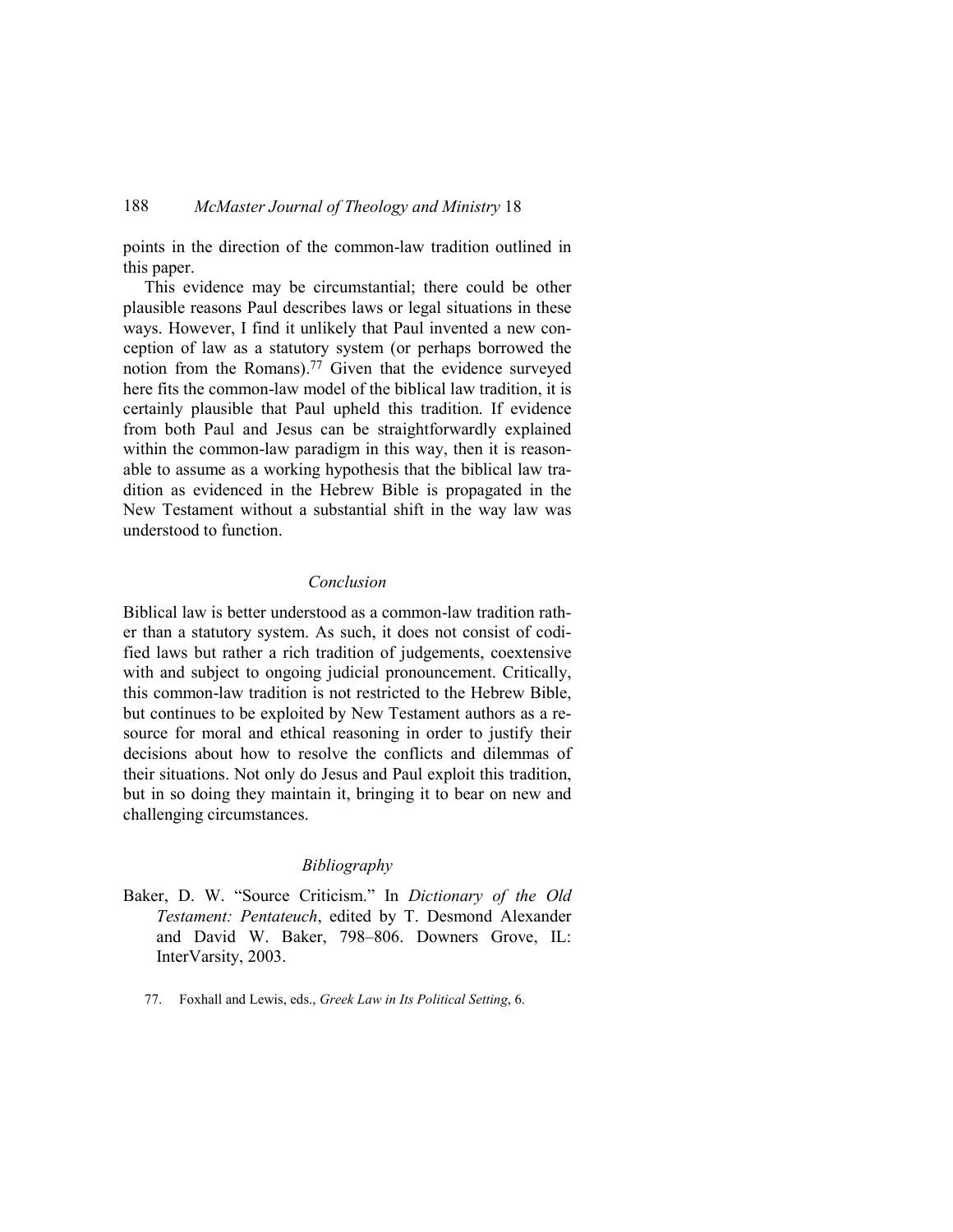points in the direction of the common-law tradition outlined in this paper.

This evidence may be circumstantial; there could be other plausible reasons Paul describes laws or legal situations in these ways. However, I find it unlikely that Paul invented a new conception of law as a statutory system (or perhaps borrowed the notion from the Romans).[77] Given that the evidence surveyed here fits the common-law model of the biblical law tradition, it is certainly plausible that Paul upheld this tradition. If evidence from both Paul and Jesus can be straightforwardly explained within the common-law paradigm in this way, then it is reasonable to assume as a working hypothesis that the biblical law tradition as evidenced in the Hebrew Bible is propagated in the New Testament without a substantial shift in the way law was understood to function.

## *Conclusion*

Biblical law is better understood as a common-law tradition rather than a statutory system. As such, it does not consist of codified laws but rather a rich tradition of judgements, coextensive with and subject to ongoing judicial pronouncement. Critically, this common-law tradition is not restricted to the Hebrew Bible, but continues to be exploited by New Testament authors as a resource for moral and ethical reasoning in order to justify their decisions about how to resolve the conflicts and dilemmas of their situations. Not only do Jesus and Paul exploit this tradition, but in so doing they maintain it, bringing it to bear on new and challenging circumstances.

## *Bibliography*

Baker, D. W. "Source Criticism." In *Dictionary of the Old Testament: Pentateuch*, edited by T. Desmond Alexander and David W. Baker, 798–806. Downers Grove, IL: InterVarsity, 2003.

77. Foxhall and Lewis, eds., *Greek Law in Its Political Setting*, 6.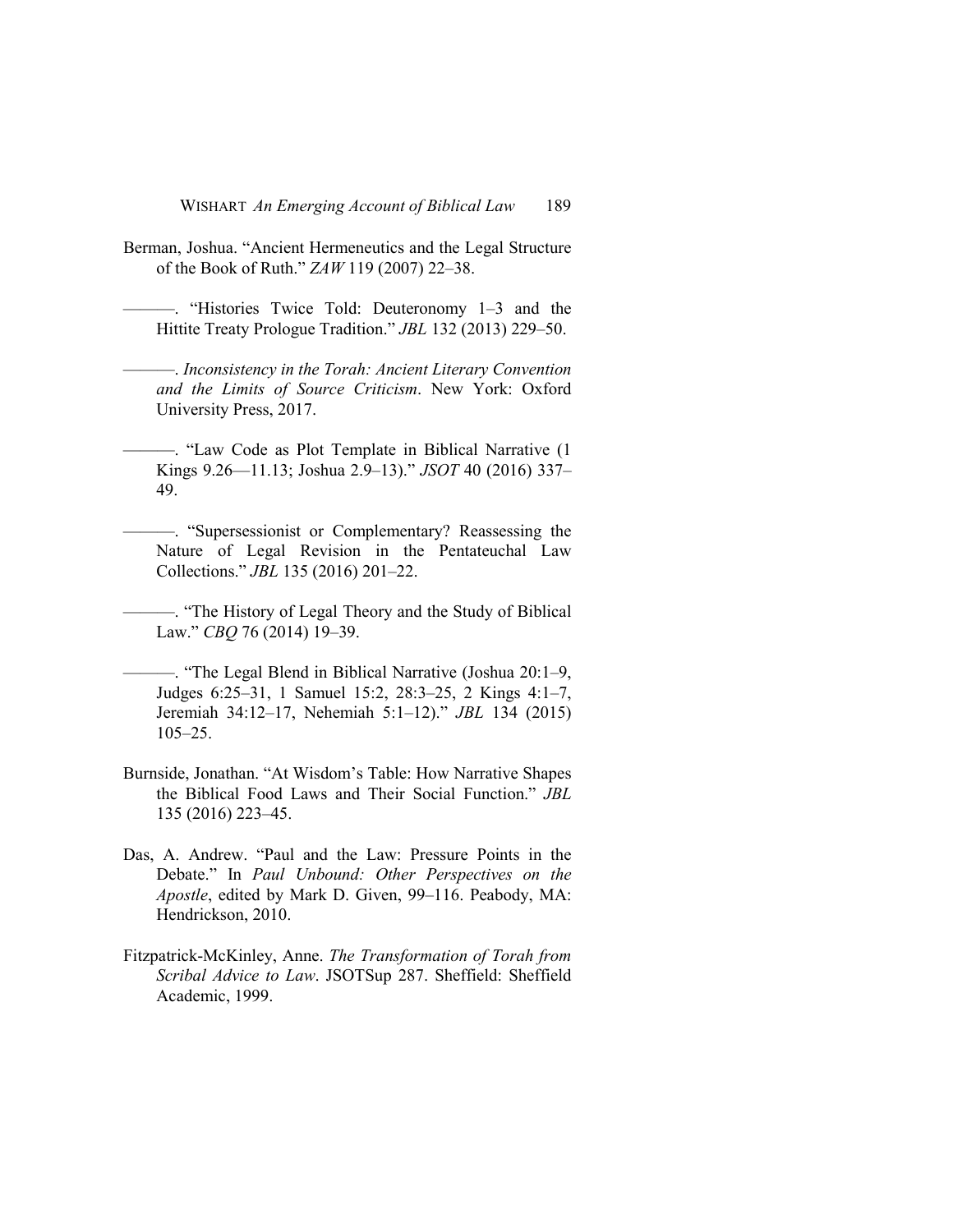Berman, Joshua. “Ancient Hermeneutics and the Legal Structure of the Book of Ruth.” *ZAW* 119 (2007) 22–38.

———. “Histories Twice Told: Deuteronomy 1–3 and the Hittite Treaty Prologue Tradition.” *JBL* 132 (2013) 229–50.

———. *Inconsistency in the Torah: Ancient Literary Convention and the Limits of Source Criticism*. New York: Oxford University Press, 2017.

———. “Law Code as Plot Template in Biblical Narrative (1 Kings 9.26—11.13; Joshua 2.9–13).” *JSOT* 40 (2016) 337–49.

———. “Supersessionist or Complementary? Reassessing the Nature of Legal Revision in the Pentateuchal Law Collections.” *JBL* 135 (2016) 201–22.

———. “The History of Legal Theory and the Study of Biblical Law.” *CBQ* 76 (2014) 19–39.

———. “The Legal Blend in Biblical Narrative (Joshua 20:1–9, Judges 6:25–31, 1 Samuel 15:2, 28:3–25, 2 Kings 4:1–7, Jeremiah 34:12–17, Nehemiah 5:1–12).” *JBL* 134 (2015) 105–25.

Burnside, Jonathan. “At Wisdom’s Table: How Narrative Shapes the Biblical Food Laws and Their Social Function.” *JBL* 135 (2016) 223–45.

Das, A. Andrew. “Paul and the Law: Pressure Points in the Debate.” In *Paul Unbound: Other Perspectives on the Apostle*, edited by Mark D. Given, 99–116. Peabody, MA: Hendrickson, 2010.

Fitzpatrick-McKinley, Anne. *The Transformation of Torah from Scribal Advice to Law*. JSOTSup 287. Sheffield: Sheffield Academic, 1999.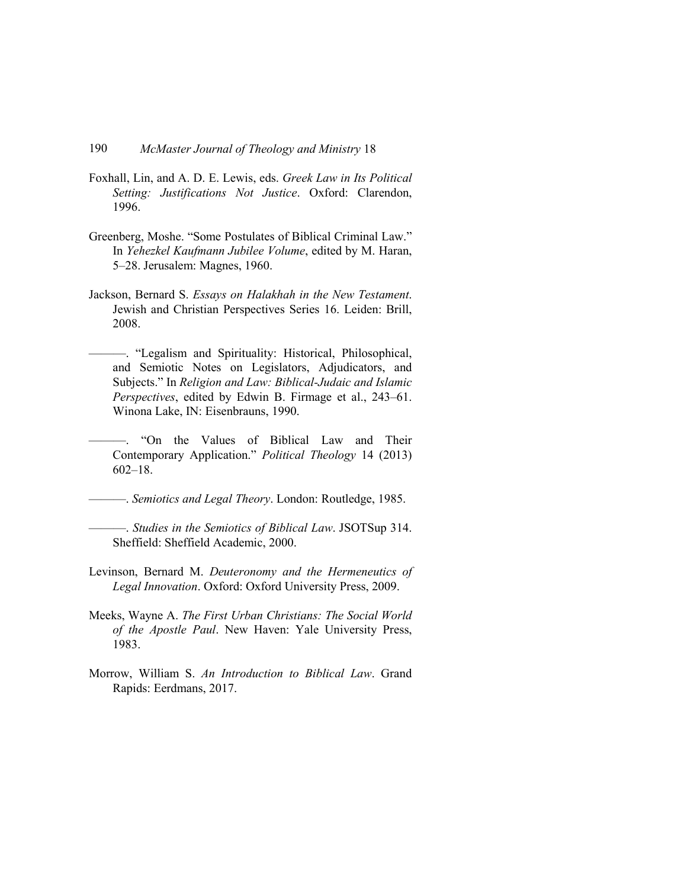Foxhall, Lin, and A. D. E. Lewis, eds. *Greek Law in Its Political Setting: Justifications Not Justice*. Oxford: Clarendon, 1996.

Greenberg, Moshe. "Some Postulates of Biblical Criminal Law." In *Yehezkel Kaufmann Jubilee Volume*, edited by M. Haran, 5–28. Jerusalem: Magnes, 1960.

Jackson, Bernard S. *Essays on Halakhah in the New Testament*. Jewish and Christian Perspectives Series 16. Leiden: Brill, 2008.

———. "Legalism and Spirituality: Historical, Philosophical, and Semiotic Notes on Legislators, Adjudicators, and Subjects." In *Religion and Law: Biblical-Judaic and Islamic Perspectives*, edited by Edwin B. Firmage et al., 243–61. Winona Lake, IN: Eisenbrauns, 1990.

———. "On the Values of Biblical Law and Their Contemporary Application." *Political Theology* 14 (2013) 602–18.

———. *Semiotics and Legal Theory*. London: Routledge, 1985.

———. *Studies in the Semiotics of Biblical Law*. JSOTSup 314. Sheffield: Sheffield Academic, 2000.

Levinson, Bernard M. *Deuteronomy and the Hermeneutics of Legal Innovation*. Oxford: Oxford University Press, 2009.

Meeks, Wayne A. *The First Urban Christians: The Social World of the Apostle Paul*. New Haven: Yale University Press, 1983.

Morrow, William S. *An Introduction to Biblical Law*. Grand Rapids: Eerdmans, 2017.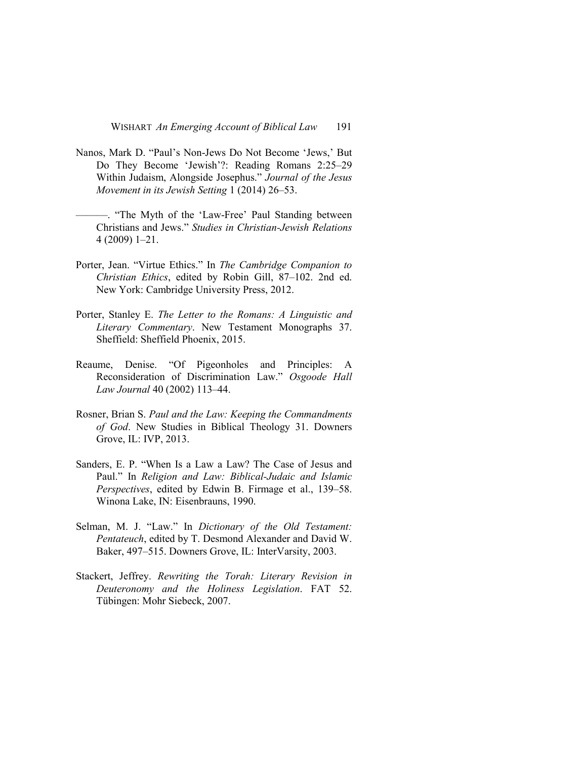Nanos, Mark D. "Paul's Non-Jews Do Not Become 'Jews,' But Do They Become 'Jewish'?: Reading Romans 2:25–29 Within Judaism, Alongside Josephus." *Journal of the Jesus Movement in its Jewish Setting* 1 (2014) 26–53.

———. "The Myth of the 'Law-Free' Paul Standing between Christians and Jews." *Studies in Christian-Jewish Relations* 4 (2009) 1–21.

Porter, Jean. "Virtue Ethics." In *The Cambridge Companion to Christian Ethics*, edited by Robin Gill, 87–102. 2nd ed. New York: Cambridge University Press, 2012.

Porter, Stanley E. *The Letter to the Romans: A Linguistic and Literary Commentary*. New Testament Monographs 37. Sheffield: Sheffield Phoenix, 2015.

Reaume, Denise. "Of Pigeonholes and Principles: A Reconsideration of Discrimination Law." *Osgoode Hall Law Journal* 40 (2002) 113–44.

Rosner, Brian S. *Paul and the Law: Keeping the Commandments of God*. New Studies in Biblical Theology 31. Downers Grove, IL: IVP, 2013.

Sanders, E. P. "When Is a Law a Law? The Case of Jesus and Paul." In *Religion and Law: Biblical-Judaic and Islamic Perspectives*, edited by Edwin B. Firmage et al., 139–58. Winona Lake, IN: Eisenbrauns, 1990.

Selman, M. J. "Law." In *Dictionary of the Old Testament: Pentateuch*, edited by T. Desmond Alexander and David W. Baker, 497–515. Downers Grove, IL: InterVarsity, 2003.

Stackert, Jeffrey. *Rewriting the Torah: Literary Revision in Deuteronomy and the Holiness Legislation*. FAT 52. Tübingen: Mohr Siebeck, 2007.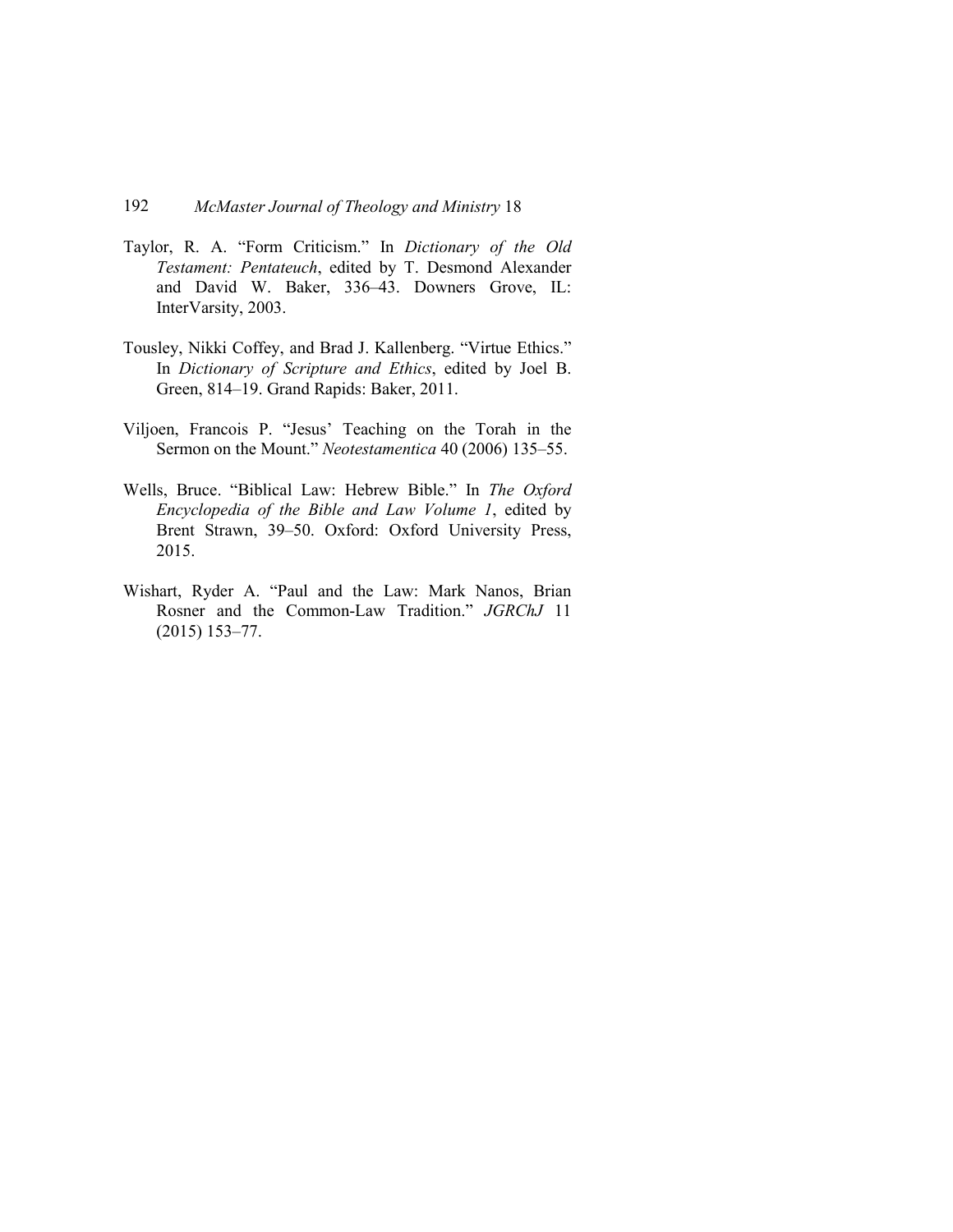Taylor, R. A. "Form Criticism." In *Dictionary of the Old Testament: Pentateuch*, edited by T. Desmond Alexander and David W. Baker, 336–43. Downers Grove, IL: InterVarsity, 2003.

Tousley, Nikki Coffey, and Brad J. Kallenberg. "Virtue Ethics." In *Dictionary of Scripture and Ethics*, edited by Joel B. Green, 814–19. Grand Rapids: Baker, 2011.

Viljoen, Francois P. "Jesus' Teaching on the Torah in the Sermon on the Mount." *Neotestamentica* 40 (2006) 135–55.

Wells, Bruce. "Biblical Law: Hebrew Bible." In *The Oxford Encyclopedia of the Bible and Law Volume 1*, edited by Brent Strawn, 39–50. Oxford: Oxford University Press, 2015.

Wishart, Ryder A. "Paul and the Law: Mark Nanos, Brian Rosner and the Common-Law Tradition." *JGRChJ* 11 (2015) 153–77.